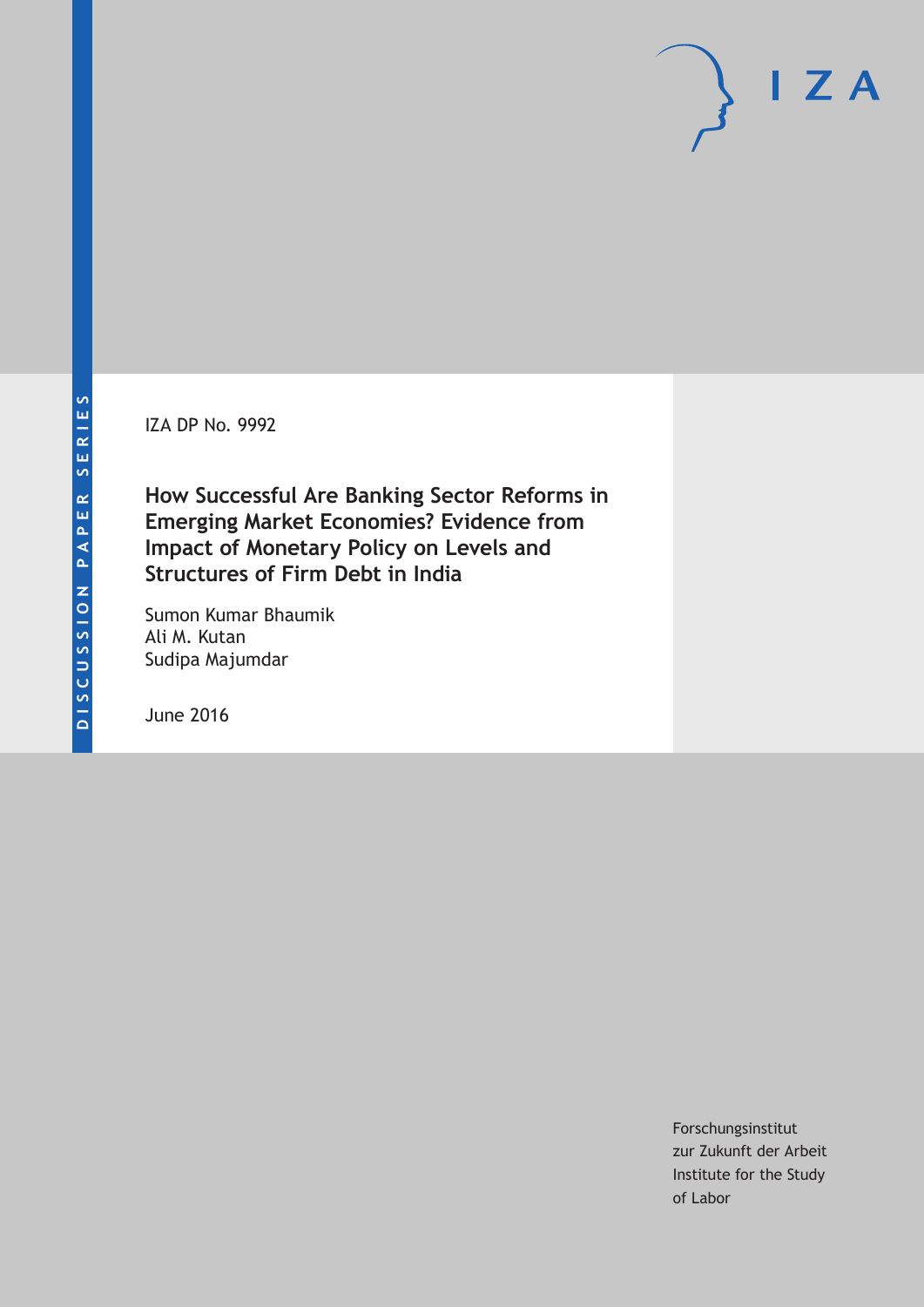DISCUSSION PAPER SERIES

IZA DP No. 9992

# How Successful Are Banking Sector Reforms in Emerging Market Economies? Evidence from Impact of Monetary Policy on Levels and Structures of Firm Debt in India

Sumon Kumar Bhaumik
Ali M. Kutan
Sudipa Majumdar

June 2016

Forschungsinstitut
zur Zukunft der Arbeit
Institute for the Study
of Labor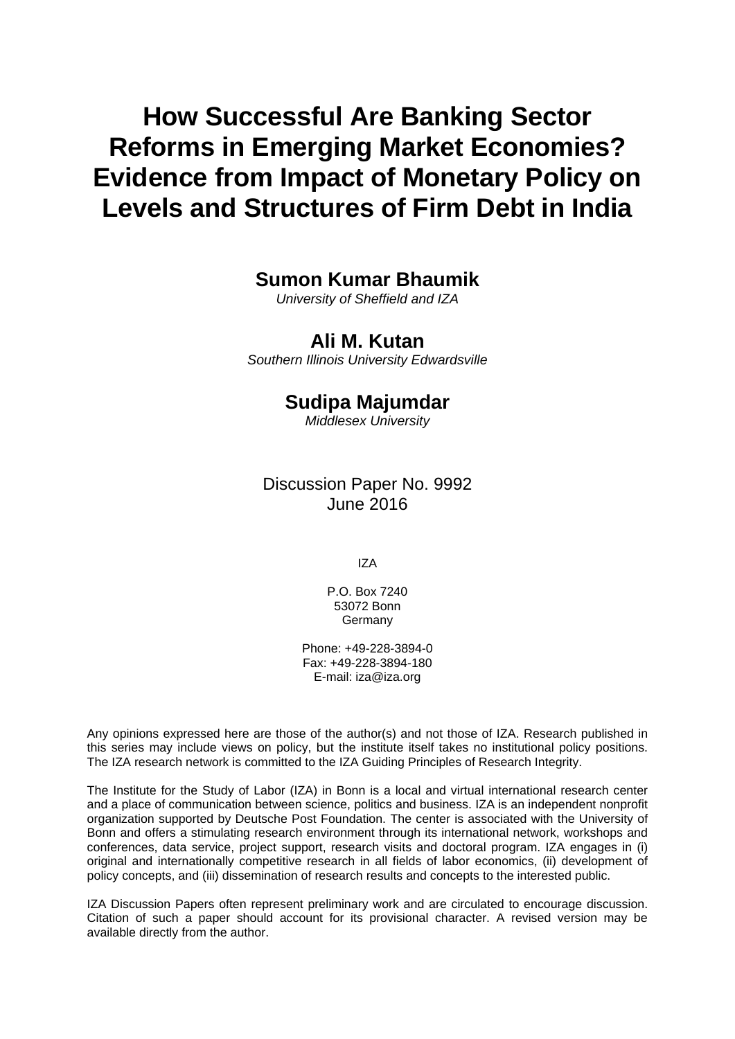# How Successful Are Banking Sector Reforms in Emerging Market Economies? Evidence from Impact of Monetary Policy on Levels and Structures of Firm Debt in India

**Sumon Kumar Bhaumik**
*University of Sheffield and IZA*

**Ali M. Kutan**
*Southern Illinois University Edwardsville*

**Sudipa Majumdar**
*Middlesex University*

Discussion Paper No. 9992
June 2016

IZA

P.O. Box 7240
53072 Bonn
Germany

Phone: +49-228-3894-0
Fax: +49-228-3894-180
E-mail: iza@iza.org

Any opinions expressed here are those of the author(s) and not those of IZA. Research published in this series may include views on policy, but the institute itself takes no institutional policy positions. The IZA research network is committed to the IZA Guiding Principles of Research Integrity.

The Institute for the Study of Labor (IZA) in Bonn is a local and virtual international research center and a place of communication between science, politics and business. IZA is an independent nonprofit organization supported by Deutsche Post Foundation. The center is associated with the University of Bonn and offers a stimulating research environment through its international network, workshops and conferences, data service, project support, research visits and doctoral program. IZA engages in (i) original and internationally competitive research in all fields of labor economics, (ii) development of policy concepts, and (iii) dissemination of research results and concepts to the interested public.

IZA Discussion Papers often represent preliminary work and are circulated to encourage discussion. Citation of such a paper should account for its provisional character. A revised version may be available directly from the author.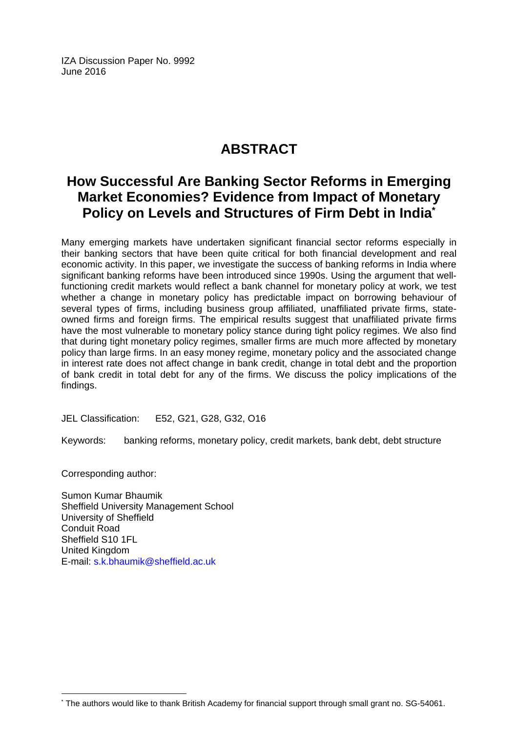IZA Discussion Paper No. 9992
June 2016

# ABSTRACT

## How Successful Are Banking Sector Reforms in Emerging Market Economies? Evidence from Impact of Monetary Policy on Levels and Structures of Firm Debt in India*

Many emerging markets have undertaken significant financial sector reforms especially in their banking sectors that have been quite critical for both financial development and real economic activity. In this paper, we investigate the success of banking reforms in India where significant banking reforms have been introduced since 1990s. Using the argument that well-functioning credit markets would reflect a bank channel for monetary policy at work, we test whether a change in monetary policy has predictable impact on borrowing behaviour of several types of firms, including business group affiliated, unaffiliated private firms, state-owned firms and foreign firms. The empirical results suggest that unaffiliated private firms have the most vulnerable to monetary policy stance during tight policy regimes. We also find that during tight monetary policy regimes, smaller firms are much more affected by monetary policy than large firms. In an easy money regime, monetary policy and the associated change in interest rate does not affect change in bank credit, change in total debt and the proportion of bank credit in total debt for any of the firms. We discuss the policy implications of the findings.

JEL Classification: E52, G21, G28, G32, O16

Keywords: banking reforms, monetary policy, credit markets, bank debt, debt structure

Corresponding author:

Sumon Kumar Bhaumik
Sheffield University Management School
University of Sheffield
Conduit Road
Sheffield S10 1FL
United Kingdom
E-mail: s.k.bhaumik@sheffield.ac.uk

---

* The authors would like to thank British Academy for financial support through small grant no. SG-54061.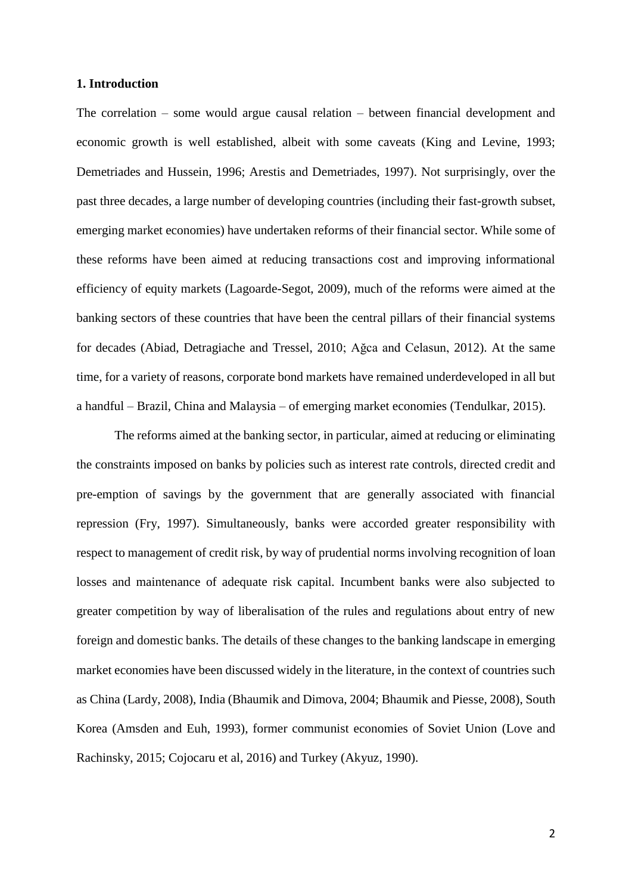**1. Introduction**

The correlation – some would argue causal relation – between financial development and economic growth is well established, albeit with some caveats (King and Levine, 1993; Demetriades and Hussein, 1996; Arestis and Demetriades, 1997). Not surprisingly, over the past three decades, a large number of developing countries (including their fast-growth subset, emerging market economies) have undertaken reforms of their financial sector. While some of these reforms have been aimed at reducing transactions cost and improving informational efficiency of equity markets (Lagoarde-Segot, 2009), much of the reforms were aimed at the banking sectors of these countries that have been the central pillars of their financial systems for decades (Abiad, Detragiache and Tressel, 2010; Ağca and Celasun, 2012). At the same time, for a variety of reasons, corporate bond markets have remained underdeveloped in all but a handful – Brazil, China and Malaysia – of emerging market economies (Tendulkar, 2015).

The reforms aimed at the banking sector, in particular, aimed at reducing or eliminating the constraints imposed on banks by policies such as interest rate controls, directed credit and pre-emption of savings by the government that are generally associated with financial repression (Fry, 1997). Simultaneously, banks were accorded greater responsibility with respect to management of credit risk, by way of prudential norms involving recognition of loan losses and maintenance of adequate risk capital. Incumbent banks were also subjected to greater competition by way of liberalisation of the rules and regulations about entry of new foreign and domestic banks. The details of these changes to the banking landscape in emerging market economies have been discussed widely in the literature, in the context of countries such as China (Lardy, 2008), India (Bhaumik and Dimova, 2004; Bhaumik and Piesse, 2008), South Korea (Amsden and Euh, 1993), former communist economies of Soviet Union (Love and Rachinsky, 2015; Cojocaru et al, 2016) and Turkey (Akyuz, 1990).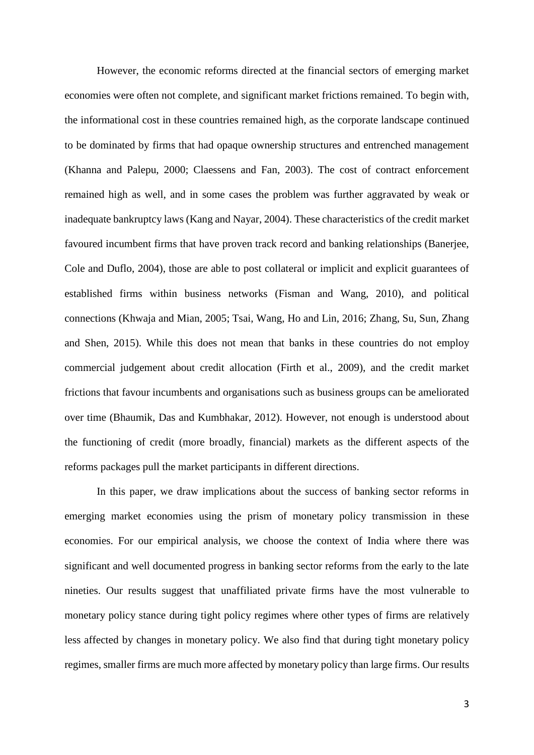However, the economic reforms directed at the financial sectors of emerging market economies were often not complete, and significant market frictions remained. To begin with, the informational cost in these countries remained high, as the corporate landscape continued to be dominated by firms that had opaque ownership structures and entrenched management (Khanna and Palepu, 2000; Claessens and Fan, 2003). The cost of contract enforcement remained high as well, and in some cases the problem was further aggravated by weak or inadequate bankruptcy laws (Kang and Nayar, 2004). These characteristics of the credit market favoured incumbent firms that have proven track record and banking relationships (Banerjee, Cole and Duflo, 2004), those are able to post collateral or implicit and explicit guarantees of established firms within business networks (Fisman and Wang, 2010), and political connections (Khwaja and Mian, 2005; Tsai, Wang, Ho and Lin, 2016; Zhang, Su, Sun, Zhang and Shen, 2015). While this does not mean that banks in these countries do not employ commercial judgement about credit allocation (Firth et al., 2009), and the credit market frictions that favour incumbents and organisations such as business groups can be ameliorated over time (Bhaumik, Das and Kumbhakar, 2012). However, not enough is understood about the functioning of credit (more broadly, financial) markets as the different aspects of the reforms packages pull the market participants in different directions.

In this paper, we draw implications about the success of banking sector reforms in emerging market economies using the prism of monetary policy transmission in these economies. For our empirical analysis, we choose the context of India where there was significant and well documented progress in banking sector reforms from the early to the late nineties. Our results suggest that unaffiliated private firms have the most vulnerable to monetary policy stance during tight policy regimes where other types of firms are relatively less affected by changes in monetary policy. We also find that during tight monetary policy regimes, smaller firms are much more affected by monetary policy than large firms. Our results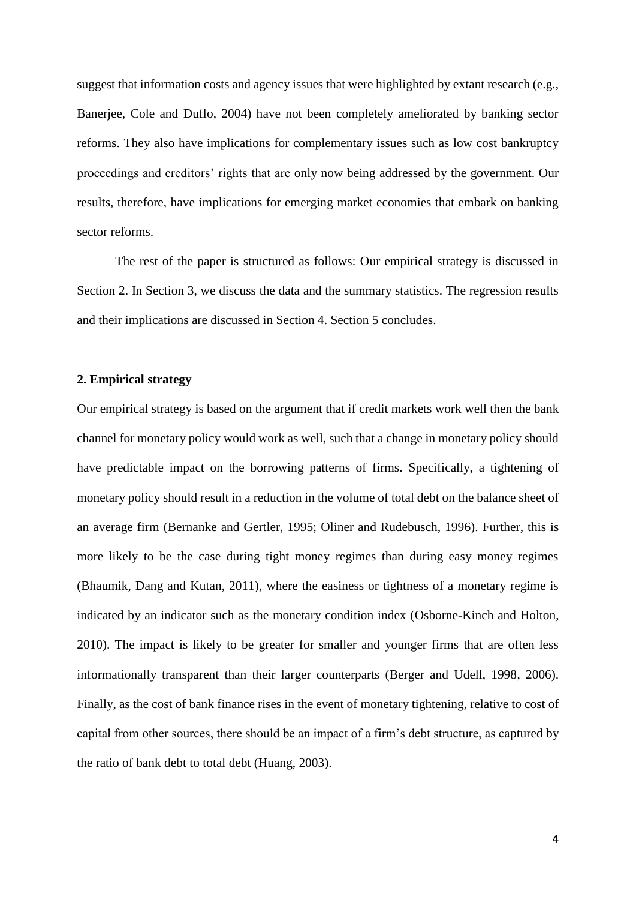suggest that information costs and agency issues that were highlighted by extant research (e.g., Banerjee, Cole and Duflo, 2004) have not been completely ameliorated by banking sector reforms. They also have implications for complementary issues such as low cost bankruptcy proceedings and creditors' rights that are only now being addressed by the government. Our results, therefore, have implications for emerging market economies that embark on banking sector reforms.

The rest of the paper is structured as follows: Our empirical strategy is discussed in Section 2. In Section 3, we discuss the data and the summary statistics. The regression results and their implications are discussed in Section 4. Section 5 concludes.

## 2. Empirical strategy

Our empirical strategy is based on the argument that if credit markets work well then the bank channel for monetary policy would work as well, such that a change in monetary policy should have predictable impact on the borrowing patterns of firms. Specifically, a tightening of monetary policy should result in a reduction in the volume of total debt on the balance sheet of an average firm (Bernanke and Gertler, 1995; Oliner and Rudebusch, 1996). Further, this is more likely to be the case during tight money regimes than during easy money regimes (Bhaumik, Dang and Kutan, 2011), where the easiness or tightness of a monetary regime is indicated by an indicator such as the monetary condition index (Osborne-Kinch and Holton, 2010). The impact is likely to be greater for smaller and younger firms that are often less informationally transparent than their larger counterparts (Berger and Udell, 1998, 2006). Finally, as the cost of bank finance rises in the event of monetary tightening, relative to cost of capital from other sources, there should be an impact of a firm's debt structure, as captured by the ratio of bank debt to total debt (Huang, 2003).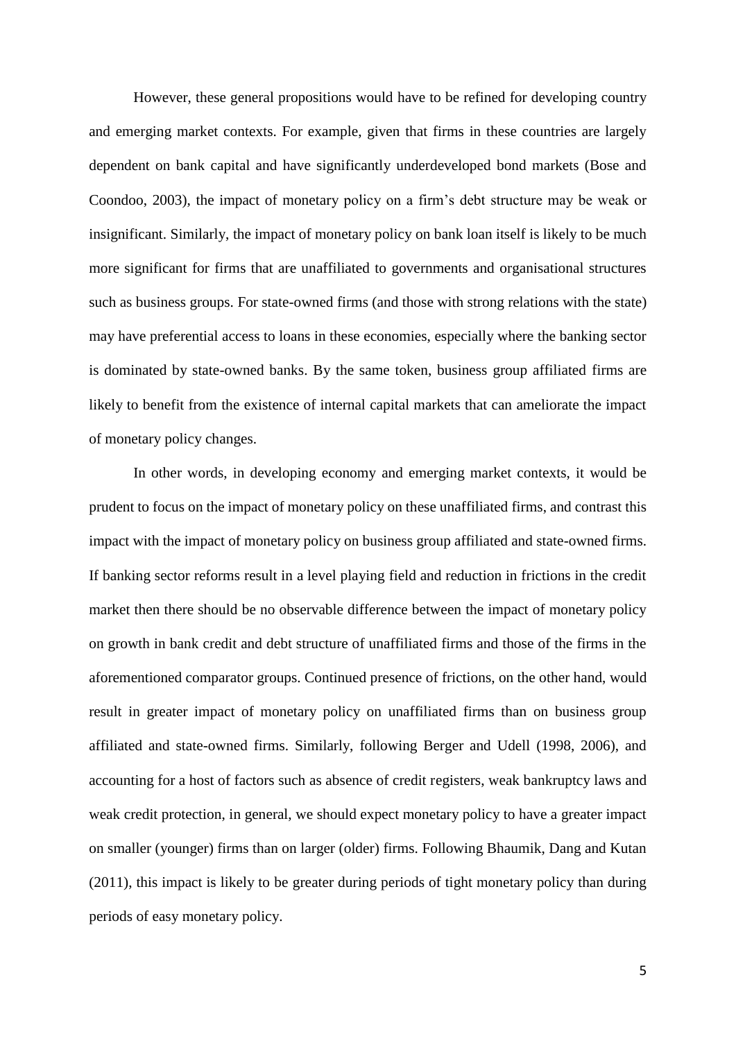However, these general propositions would have to be refined for developing country and emerging market contexts. For example, given that firms in these countries are largely dependent on bank capital and have significantly underdeveloped bond markets (Bose and Coondoo, 2003), the impact of monetary policy on a firm's debt structure may be weak or insignificant. Similarly, the impact of monetary policy on bank loan itself is likely to be much more significant for firms that are unaffiliated to governments and organisational structures such as business groups. For state-owned firms (and those with strong relations with the state) may have preferential access to loans in these economies, especially where the banking sector is dominated by state-owned banks. By the same token, business group affiliated firms are likely to benefit from the existence of internal capital markets that can ameliorate the impact of monetary policy changes.

In other words, in developing economy and emerging market contexts, it would be prudent to focus on the impact of monetary policy on these unaffiliated firms, and contrast this impact with the impact of monetary policy on business group affiliated and state-owned firms. If banking sector reforms result in a level playing field and reduction in frictions in the credit market then there should be no observable difference between the impact of monetary policy on growth in bank credit and debt structure of unaffiliated firms and those of the firms in the aforementioned comparator groups. Continued presence of frictions, on the other hand, would result in greater impact of monetary policy on unaffiliated firms than on business group affiliated and state-owned firms. Similarly, following Berger and Udell (1998, 2006), and accounting for a host of factors such as absence of credit registers, weak bankruptcy laws and weak credit protection, in general, we should expect monetary policy to have a greater impact on smaller (younger) firms than on larger (older) firms. Following Bhaumik, Dang and Kutan (2011), this impact is likely to be greater during periods of tight monetary policy than during periods of easy monetary policy.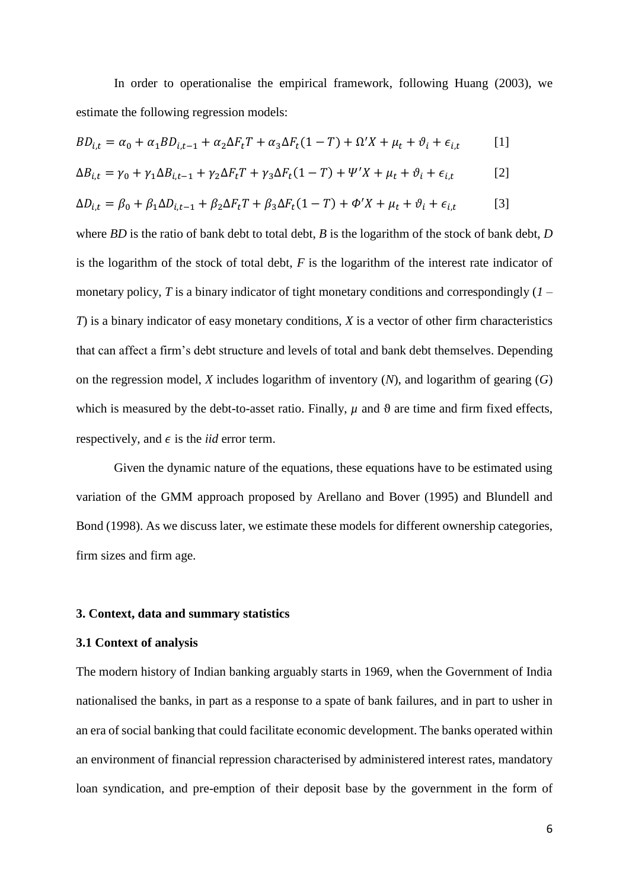In order to operationalise the empirical framework, following Huang (2003), we estimate the following regression models:

$$BD_{i,t} = \alpha_0 + \alpha_1 BD_{i,t-1} + \alpha_2 \Delta F_t T + \alpha_3 \Delta F_t (1 - T) + \Omega' X + \mu_t + \vartheta_i + \epsilon_{i,t} \qquad [1]$$

$$\Delta B_{i,t} = \gamma_0 + \gamma_1 \Delta B_{i,t-1} + \gamma_2 \Delta F_t T + \gamma_3 \Delta F_t (1 - T) + \Psi' X + \mu_t + \vartheta_i + \epsilon_{i,t} \qquad [2]$$

$$\Delta D_{i,t} = \beta_0 + \beta_1 \Delta D_{i,t-1} + \beta_2 \Delta F_t T + \beta_3 \Delta F_t (1 - T) + \Phi' X + \mu_t + \vartheta_i + \epsilon_{i,t} \qquad [3]$$

where *BD* is the ratio of bank debt to total debt, *B* is the logarithm of the stock of bank debt, *D* is the logarithm of the stock of total debt, *F* is the logarithm of the interest rate indicator of monetary policy, *T* is a binary indicator of tight monetary conditions and correspondingly (*1 – T*) is a binary indicator of easy monetary conditions, *X* is a vector of other firm characteristics that can affect a firm's debt structure and levels of total and bank debt themselves. Depending on the regression model, *X* includes logarithm of inventory (*N*), and logarithm of gearing (*G*) which is measured by the debt-to-asset ratio. Finally, $\mu$ and $\vartheta$ are time and firm fixed effects, respectively, and $\epsilon$ is the *iid* error term.

Given the dynamic nature of the equations, these equations have to be estimated using variation of the GMM approach proposed by Arellano and Bover (1995) and Blundell and Bond (1998). As we discuss later, we estimate these models for different ownership categories, firm sizes and firm age.

## 3. Context, data and summary statistics

### 3.1 Context of analysis

The modern history of Indian banking arguably starts in 1969, when the Government of India nationalised the banks, in part as a response to a spate of bank failures, and in part to usher in an era of social banking that could facilitate economic development. The banks operated within an environment of financial repression characterised by administered interest rates, mandatory loan syndication, and pre-emption of their deposit base by the government in the form of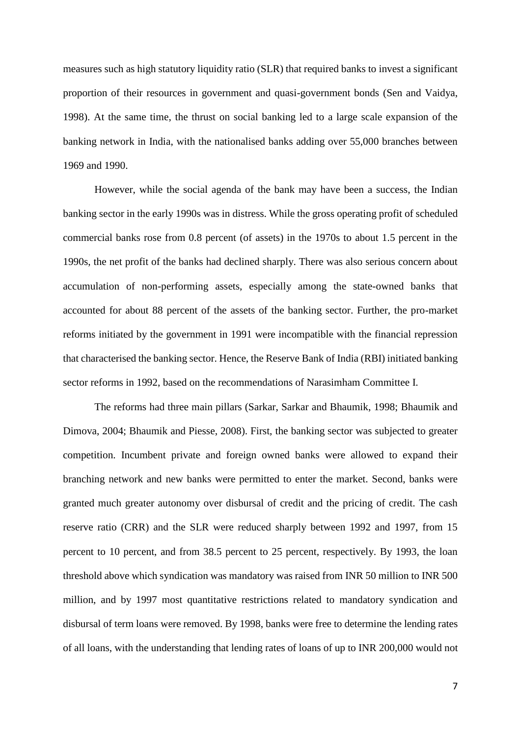measures such as high statutory liquidity ratio (SLR) that required banks to invest a significant proportion of their resources in government and quasi-government bonds (Sen and Vaidya, 1998). At the same time, the thrust on social banking led to a large scale expansion of the banking network in India, with the nationalised banks adding over 55,000 branches between 1969 and 1990.

However, while the social agenda of the bank may have been a success, the Indian banking sector in the early 1990s was in distress. While the gross operating profit of scheduled commercial banks rose from 0.8 percent (of assets) in the 1970s to about 1.5 percent in the 1990s, the net profit of the banks had declined sharply. There was also serious concern about accumulation of non-performing assets, especially among the state-owned banks that accounted for about 88 percent of the assets of the banking sector. Further, the pro-market reforms initiated by the government in 1991 were incompatible with the financial repression that characterised the banking sector. Hence, the Reserve Bank of India (RBI) initiated banking sector reforms in 1992, based on the recommendations of Narasimham Committee I.

The reforms had three main pillars (Sarkar, Sarkar and Bhaumik, 1998; Bhaumik and Dimova, 2004; Bhaumik and Piesse, 2008). First, the banking sector was subjected to greater competition. Incumbent private and foreign owned banks were allowed to expand their branching network and new banks were permitted to enter the market. Second, banks were granted much greater autonomy over disbursal of credit and the pricing of credit. The cash reserve ratio (CRR) and the SLR were reduced sharply between 1992 and 1997, from 15 percent to 10 percent, and from 38.5 percent to 25 percent, respectively. By 1993, the loan threshold above which syndication was mandatory was raised from INR 50 million to INR 500 million, and by 1997 most quantitative restrictions related to mandatory syndication and disbursal of term loans were removed. By 1998, banks were free to determine the lending rates of all loans, with the understanding that lending rates of loans of up to INR 200,000 would not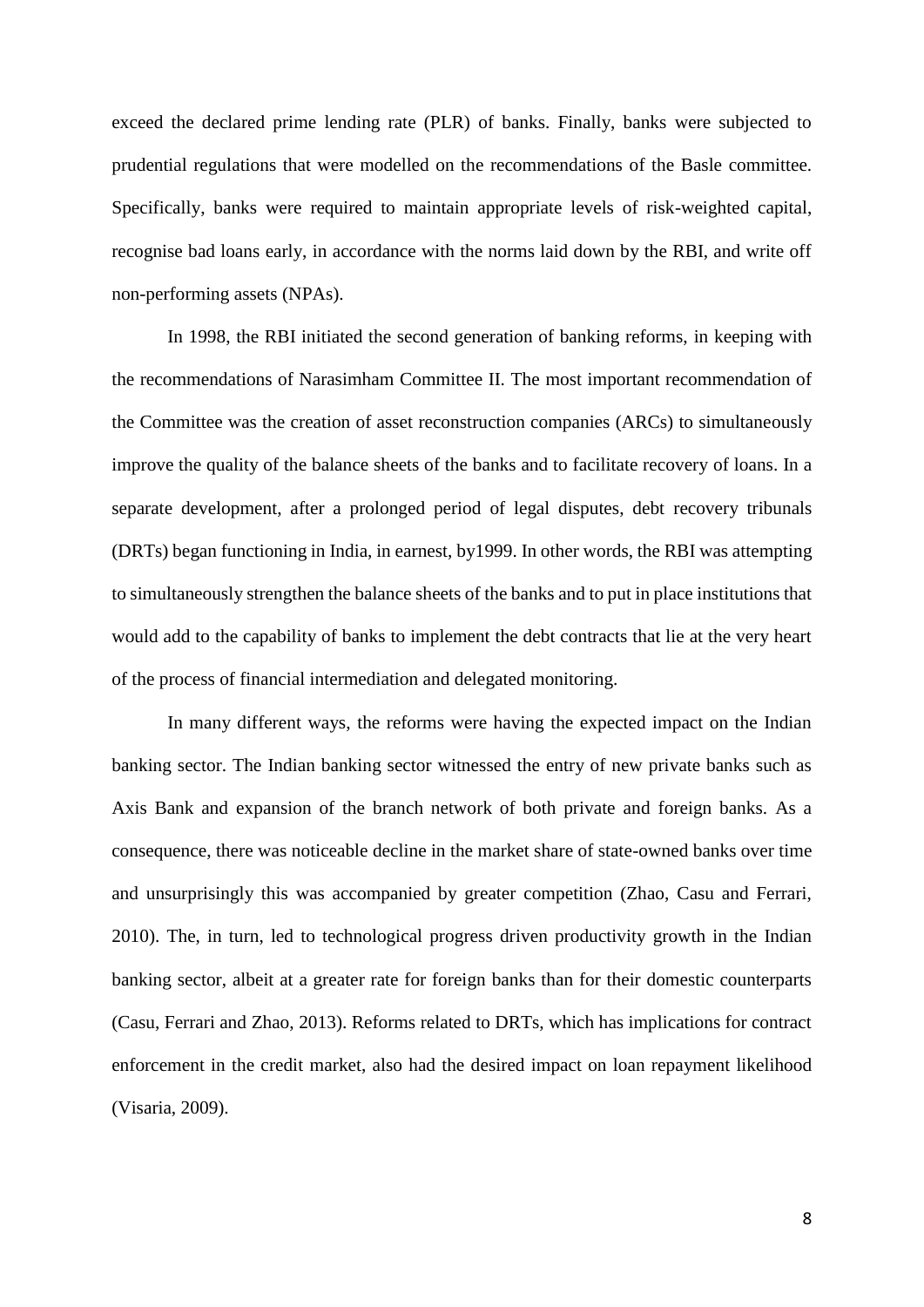exceed the declared prime lending rate (PLR) of banks. Finally, banks were subjected to prudential regulations that were modelled on the recommendations of the Basle committee. Specifically, banks were required to maintain appropriate levels of risk-weighted capital, recognise bad loans early, in accordance with the norms laid down by the RBI, and write off non-performing assets (NPAs).

In 1998, the RBI initiated the second generation of banking reforms, in keeping with the recommendations of Narasimham Committee II. The most important recommendation of the Committee was the creation of asset reconstruction companies (ARCs) to simultaneously improve the quality of the balance sheets of the banks and to facilitate recovery of loans. In a separate development, after a prolonged period of legal disputes, debt recovery tribunals (DRTs) began functioning in India, in earnest, by1999. In other words, the RBI was attempting to simultaneously strengthen the balance sheets of the banks and to put in place institutions that would add to the capability of banks to implement the debt contracts that lie at the very heart of the process of financial intermediation and delegated monitoring.

In many different ways, the reforms were having the expected impact on the Indian banking sector. The Indian banking sector witnessed the entry of new private banks such as Axis Bank and expansion of the branch network of both private and foreign banks. As a consequence, there was noticeable decline in the market share of state-owned banks over time and unsurprisingly this was accompanied by greater competition (Zhao, Casu and Ferrari, 2010). The, in turn, led to technological progress driven productivity growth in the Indian banking sector, albeit at a greater rate for foreign banks than for their domestic counterparts (Casu, Ferrari and Zhao, 2013). Reforms related to DRTs, which has implications for contract enforcement in the credit market, also had the desired impact on loan repayment likelihood (Visaria, 2009).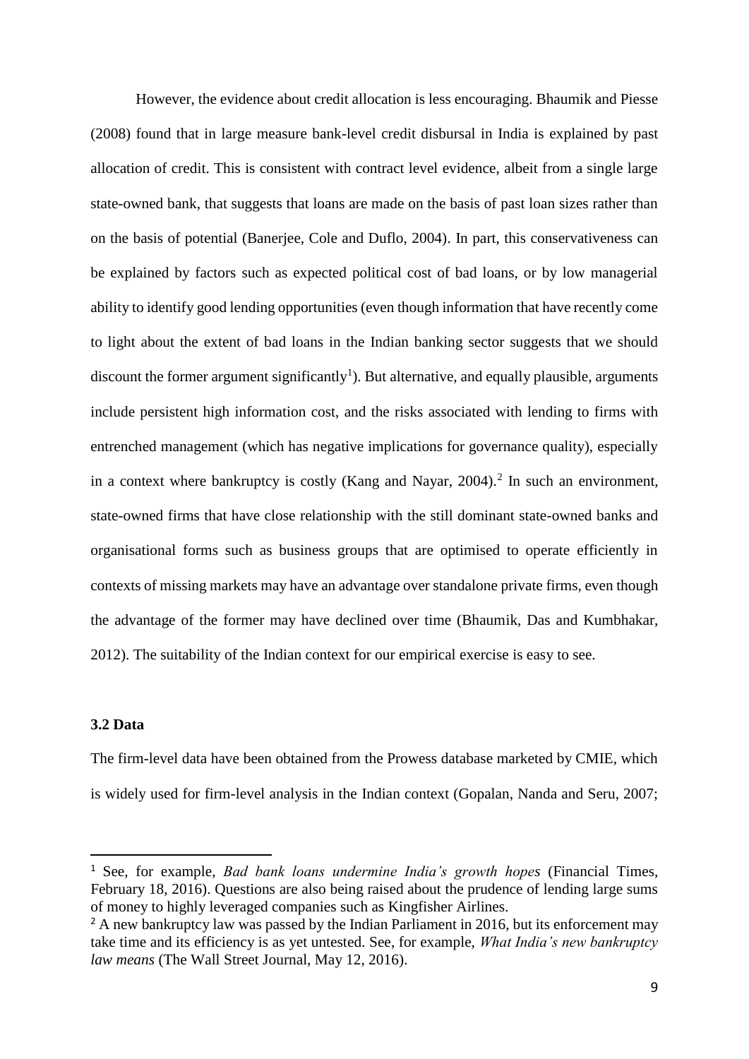However, the evidence about credit allocation is less encouraging. Bhaumik and Piesse (2008) found that in large measure bank-level credit disbursal in India is explained by past allocation of credit. This is consistent with contract level evidence, albeit from a single large state-owned bank, that suggests that loans are made on the basis of past loan sizes rather than on the basis of potential (Banerjee, Cole and Duflo, 2004). In part, this conservativeness can be explained by factors such as expected political cost of bad loans, or by low managerial ability to identify good lending opportunities (even though information that have recently come to light about the extent of bad loans in the Indian banking sector suggests that we should discount the former argument significantly[1]). But alternative, and equally plausible, arguments include persistent high information cost, and the risks associated with lending to firms with entrenched management (which has negative implications for governance quality), especially in a context where bankruptcy is costly (Kang and Nayar, 2004).[2] In such an environment, state-owned firms that have close relationship with the still dominant state-owned banks and organisational forms such as business groups that are optimised to operate efficiently in contexts of missing markets may have an advantage over standalone private firms, even though the advantage of the former may have declined over time (Bhaumik, Das and Kumbhakar, 2012). The suitability of the Indian context for our empirical exercise is easy to see.

### 3.2 Data

The firm-level data have been obtained from the Prowess database marketed by CMIE, which is widely used for firm-level analysis in the Indian context (Gopalan, Nanda and Seru, 2007;

---

[1] See, for example, *Bad bank loans undermine India's growth hopes* (Financial Times, February 18, 2016). Questions are also being raised about the prudence of lending large sums of money to highly leveraged companies such as Kingfisher Airlines.

[2] A new bankruptcy law was passed by the Indian Parliament in 2016, but its enforcement may take time and its efficiency is as yet untested. See, for example, *What India's new bankruptcy law means* (The Wall Street Journal, May 12, 2016).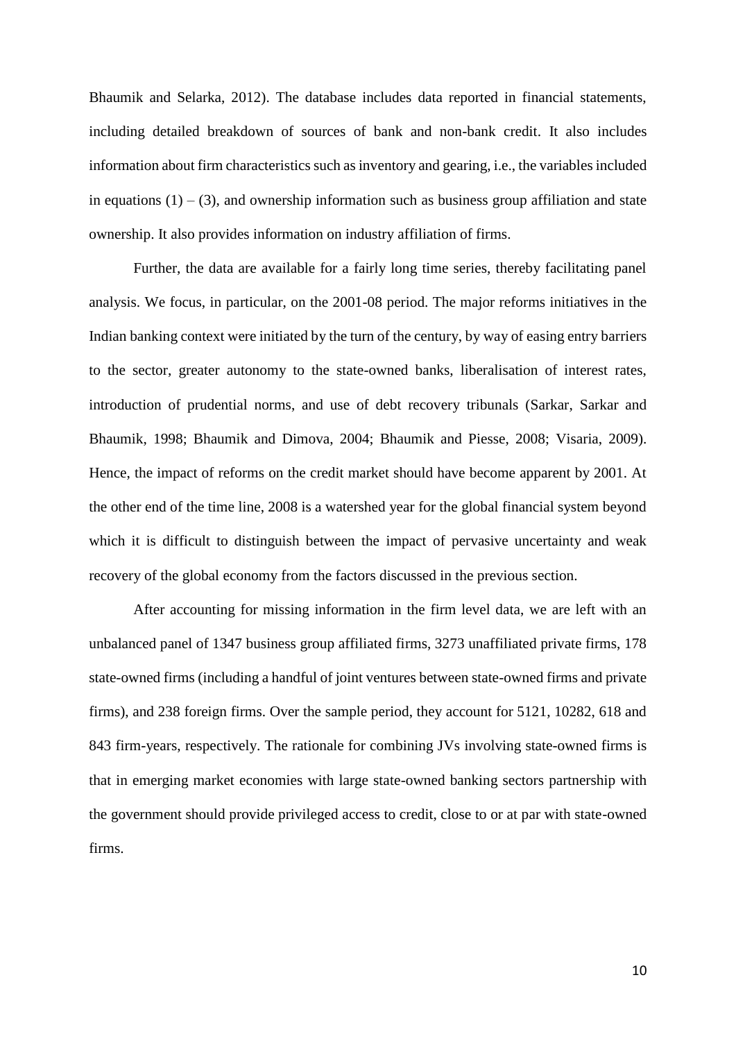Bhaumik and Selarka, 2012). The database includes data reported in financial statements, including detailed breakdown of sources of bank and non-bank credit. It also includes information about firm characteristics such as inventory and gearing, i.e., the variables included in equations (1) – (3), and ownership information such as business group affiliation and state ownership. It also provides information on industry affiliation of firms.

Further, the data are available for a fairly long time series, thereby facilitating panel analysis. We focus, in particular, on the 2001-08 period. The major reforms initiatives in the Indian banking context were initiated by the turn of the century, by way of easing entry barriers to the sector, greater autonomy to the state-owned banks, liberalisation of interest rates, introduction of prudential norms, and use of debt recovery tribunals (Sarkar, Sarkar and Bhaumik, 1998; Bhaumik and Dimova, 2004; Bhaumik and Piesse, 2008; Visaria, 2009). Hence, the impact of reforms on the credit market should have become apparent by 2001. At the other end of the time line, 2008 is a watershed year for the global financial system beyond which it is difficult to distinguish between the impact of pervasive uncertainty and weak recovery of the global economy from the factors discussed in the previous section.

After accounting for missing information in the firm level data, we are left with an unbalanced panel of 1347 business group affiliated firms, 3273 unaffiliated private firms, 178 state-owned firms (including a handful of joint ventures between state-owned firms and private firms), and 238 foreign firms. Over the sample period, they account for 5121, 10282, 618 and 843 firm-years, respectively. The rationale for combining JVs involving state-owned firms is that in emerging market economies with large state-owned banking sectors partnership with the government should provide privileged access to credit, close to or at par with state-owned firms.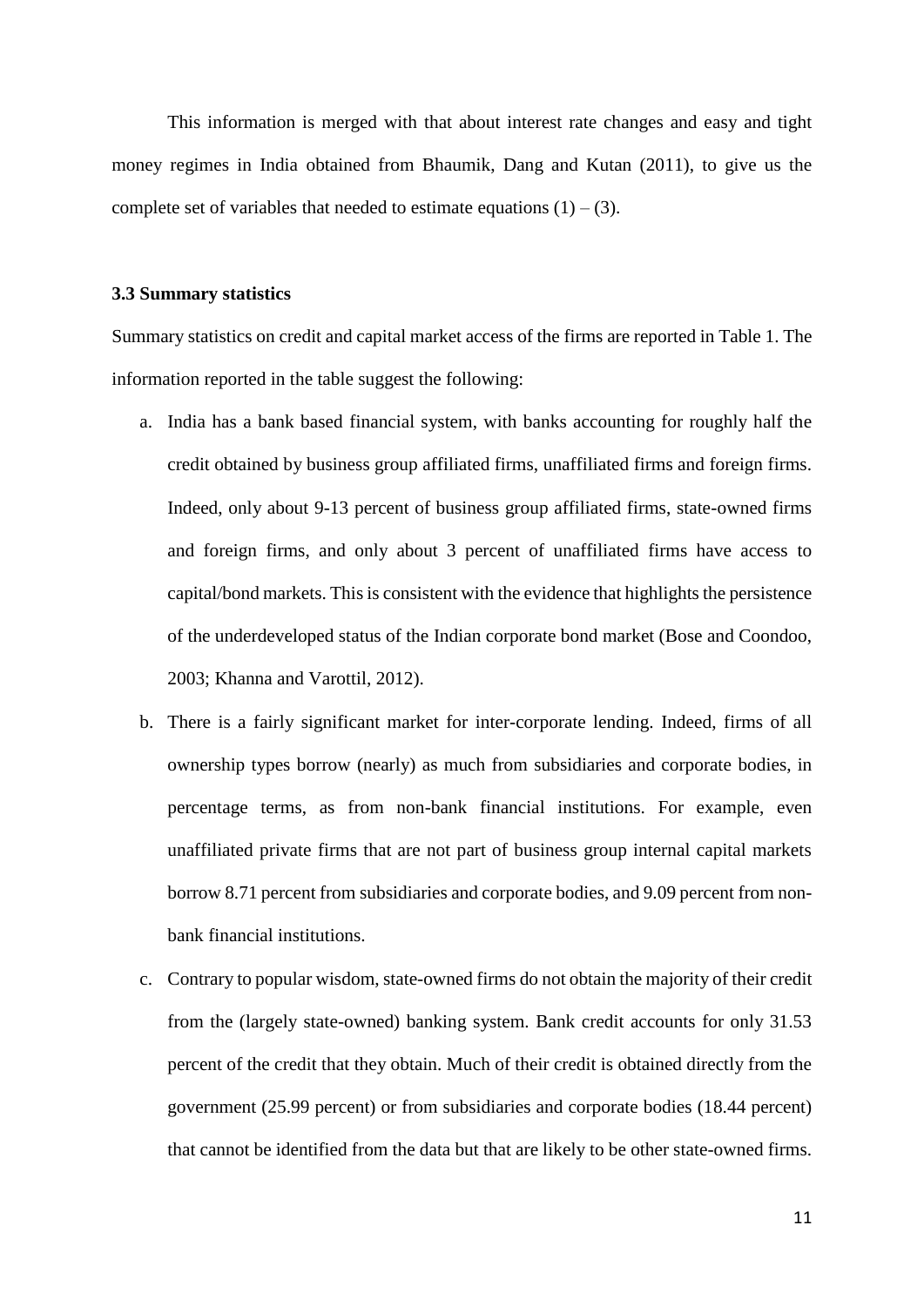This information is merged with that about interest rate changes and easy and tight money regimes in India obtained from Bhaumik, Dang and Kutan (2011), to give us the complete set of variables that needed to estimate equations (1) – (3).

### 3.3 Summary statistics

Summary statistics on credit and capital market access of the firms are reported in Table 1. The information reported in the table suggest the following:

a. India has a bank based financial system, with banks accounting for roughly half the credit obtained by business group affiliated firms, unaffiliated firms and foreign firms. Indeed, only about 9-13 percent of business group affiliated firms, state-owned firms and foreign firms, and only about 3 percent of unaffiliated firms have access to capital/bond markets. This is consistent with the evidence that highlights the persistence of the underdeveloped status of the Indian corporate bond market (Bose and Coondoo, 2003; Khanna and Varottil, 2012).

b. There is a fairly significant market for inter-corporate lending. Indeed, firms of all ownership types borrow (nearly) as much from subsidiaries and corporate bodies, in percentage terms, as from non-bank financial institutions. For example, even unaffiliated private firms that are not part of business group internal capital markets borrow 8.71 percent from subsidiaries and corporate bodies, and 9.09 percent from non-bank financial institutions.

c. Contrary to popular wisdom, state-owned firms do not obtain the majority of their credit from the (largely state-owned) banking system. Bank credit accounts for only 31.53 percent of the credit that they obtain. Much of their credit is obtained directly from the government (25.99 percent) or from subsidiaries and corporate bodies (18.44 percent) that cannot be identified from the data but that are likely to be other state-owned firms.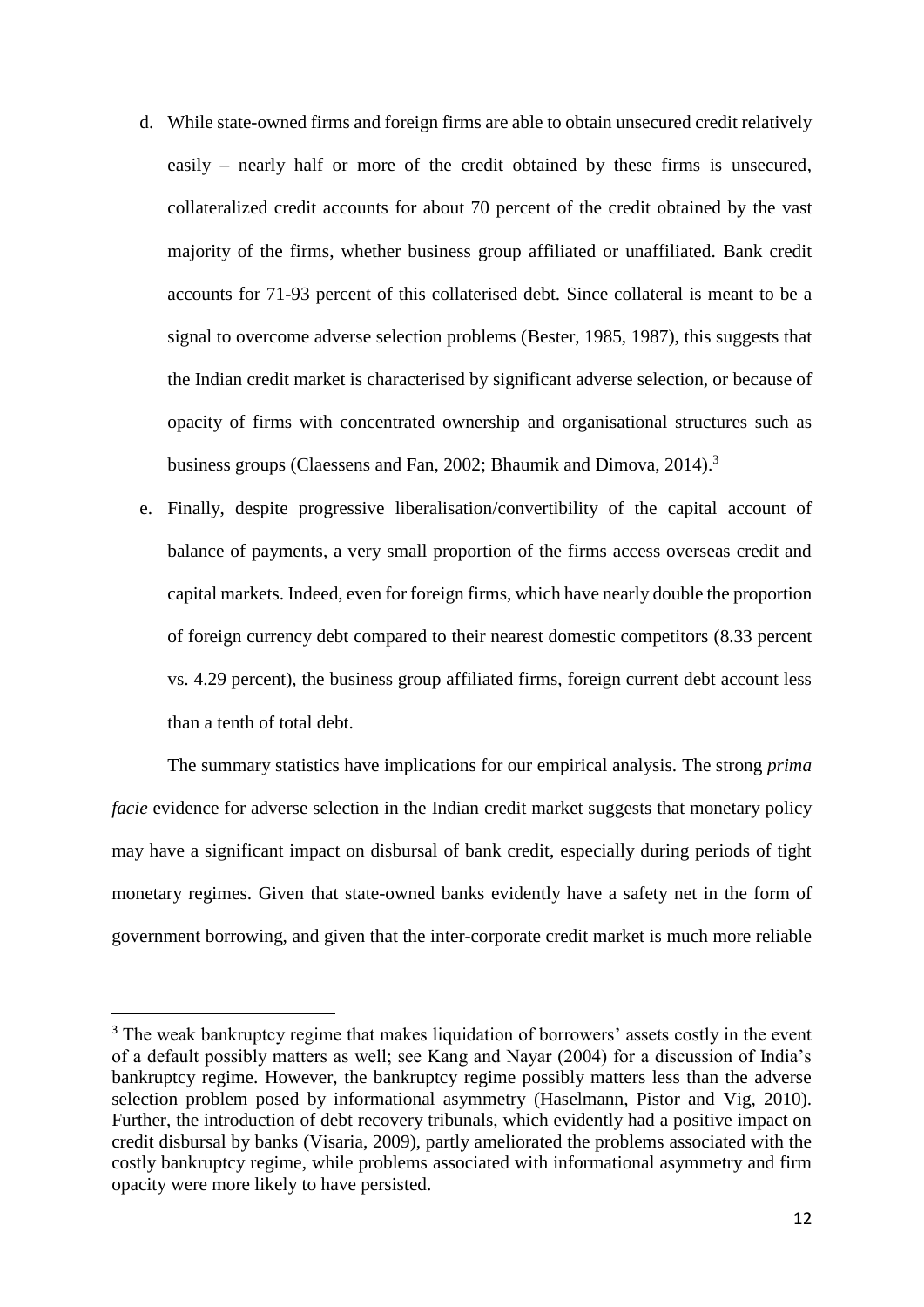d. While state-owned firms and foreign firms are able to obtain unsecured credit relatively easily – nearly half or more of the credit obtained by these firms is unsecured, collateralized credit accounts for about 70 percent of the credit obtained by the vast majority of the firms, whether business group affiliated or unaffiliated. Bank credit accounts for 71-93 percent of this collaterised debt. Since collateral is meant to be a signal to overcome adverse selection problems (Bester, 1985, 1987), this suggests that the Indian credit market is characterised by significant adverse selection, or because of opacity of firms with concentrated ownership and organisational structures such as business groups (Claessens and Fan, 2002; Bhaumik and Dimova, 2014).[3]

e. Finally, despite progressive liberalisation/convertibility of the capital account of balance of payments, a very small proportion of the firms access overseas credit and capital markets. Indeed, even for foreign firms, which have nearly double the proportion of foreign currency debt compared to their nearest domestic competitors (8.33 percent vs. 4.29 percent), the business group affiliated firms, foreign current debt account less than a tenth of total debt.

The summary statistics have implications for our empirical analysis. The strong *prima facie* evidence for adverse selection in the Indian credit market suggests that monetary policy may have a significant impact on disbursal of bank credit, especially during periods of tight monetary regimes. Given that state-owned banks evidently have a safety net in the form of government borrowing, and given that the inter-corporate credit market is much more reliable

---

[3] The weak bankruptcy regime that makes liquidation of borrowers' assets costly in the event of a default possibly matters as well; see Kang and Nayar (2004) for a discussion of India's bankruptcy regime. However, the bankruptcy regime possibly matters less than the adverse selection problem posed by informational asymmetry (Haselmann, Pistor and Vig, 2010). Further, the introduction of debt recovery tribunals, which evidently had a positive impact on credit disbursal by banks (Visaria, 2009), partly ameliorated the problems associated with the costly bankruptcy regime, while problems associated with informational asymmetry and firm opacity were more likely to have persisted.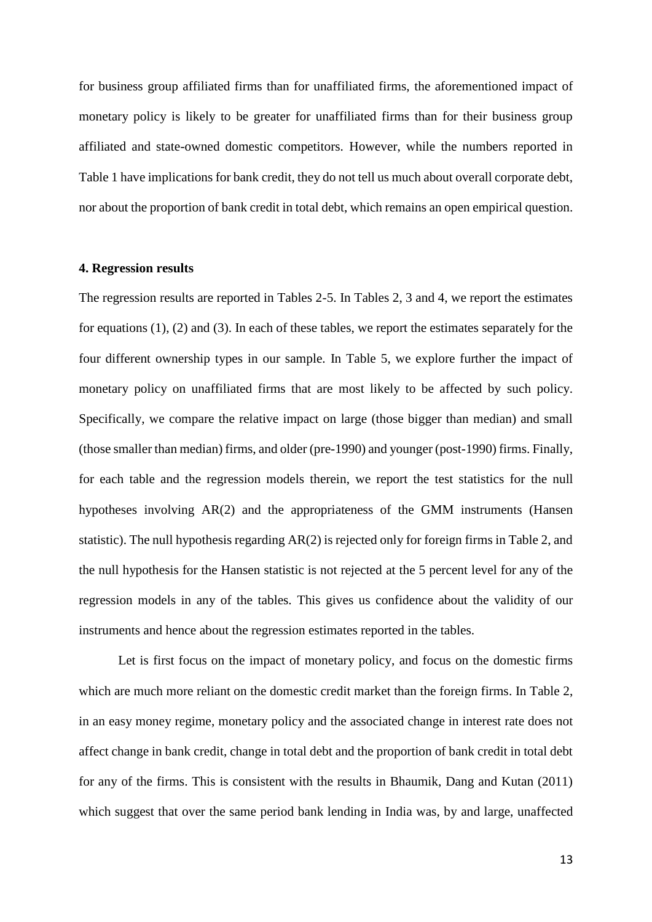for business group affiliated firms than for unaffiliated firms, the aforementioned impact of monetary policy is likely to be greater for unaffiliated firms than for their business group affiliated and state-owned domestic competitors. However, while the numbers reported in Table 1 have implications for bank credit, they do not tell us much about overall corporate debt, nor about the proportion of bank credit in total debt, which remains an open empirical question.

**4. Regression results**

The regression results are reported in Tables 2-5. In Tables 2, 3 and 4, we report the estimates for equations (1), (2) and (3). In each of these tables, we report the estimates separately for the four different ownership types in our sample. In Table 5, we explore further the impact of monetary policy on unaffiliated firms that are most likely to be affected by such policy. Specifically, we compare the relative impact on large (those bigger than median) and small (those smaller than median) firms, and older (pre-1990) and younger (post-1990) firms. Finally, for each table and the regression models therein, we report the test statistics for the null hypotheses involving AR(2) and the appropriateness of the GMM instruments (Hansen statistic). The null hypothesis regarding AR(2) is rejected only for foreign firms in Table 2, and the null hypothesis for the Hansen statistic is not rejected at the 5 percent level for any of the regression models in any of the tables. This gives us confidence about the validity of our instruments and hence about the regression estimates reported in the tables.

Let is first focus on the impact of monetary policy, and focus on the domestic firms which are much more reliant on the domestic credit market than the foreign firms. In Table 2, in an easy money regime, monetary policy and the associated change in interest rate does not affect change in bank credit, change in total debt and the proportion of bank credit in total debt for any of the firms. This is consistent with the results in Bhaumik, Dang and Kutan (2011) which suggest that over the same period bank lending in India was, by and large, unaffected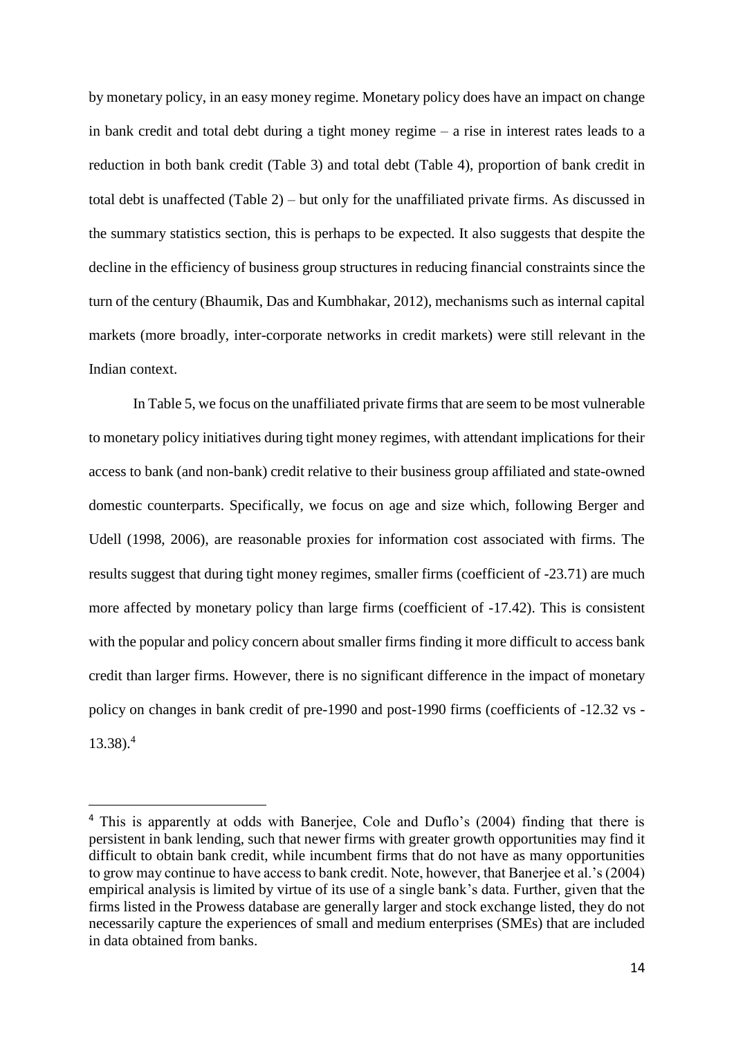by monetary policy, in an easy money regime. Monetary policy does have an impact on change in bank credit and total debt during a tight money regime – a rise in interest rates leads to a reduction in both bank credit (Table 3) and total debt (Table 4), proportion of bank credit in total debt is unaffected (Table 2) – but only for the unaffiliated private firms. As discussed in the summary statistics section, this is perhaps to be expected. It also suggests that despite the decline in the efficiency of business group structures in reducing financial constraints since the turn of the century (Bhaumik, Das and Kumbhakar, 2012), mechanisms such as internal capital markets (more broadly, inter-corporate networks in credit markets) were still relevant in the Indian context.

In Table 5, we focus on the unaffiliated private firms that are seem to be most vulnerable to monetary policy initiatives during tight money regimes, with attendant implications for their access to bank (and non-bank) credit relative to their business group affiliated and state-owned domestic counterparts. Specifically, we focus on age and size which, following Berger and Udell (1998, 2006), are reasonable proxies for information cost associated with firms. The results suggest that during tight money regimes, smaller firms (coefficient of -23.71) are much more affected by monetary policy than large firms (coefficient of -17.42). This is consistent with the popular and policy concern about smaller firms finding it more difficult to access bank credit than larger firms. However, there is no significant difference in the impact of monetary policy on changes in bank credit of pre-1990 and post-1990 firms (coefficients of -12.32 vs -13.38).[4]

[4] This is apparently at odds with Banerjee, Cole and Duflo's (2004) finding that there is persistent in bank lending, such that newer firms with greater growth opportunities may find it difficult to obtain bank credit, while incumbent firms that do not have as many opportunities to grow may continue to have access to bank credit. Note, however, that Banerjee et al.'s (2004) empirical analysis is limited by virtue of its use of a single bank's data. Further, given that the firms listed in the Prowess database are generally larger and stock exchange listed, they do not necessarily capture the experiences of small and medium enterprises (SMEs) that are included in data obtained from banks.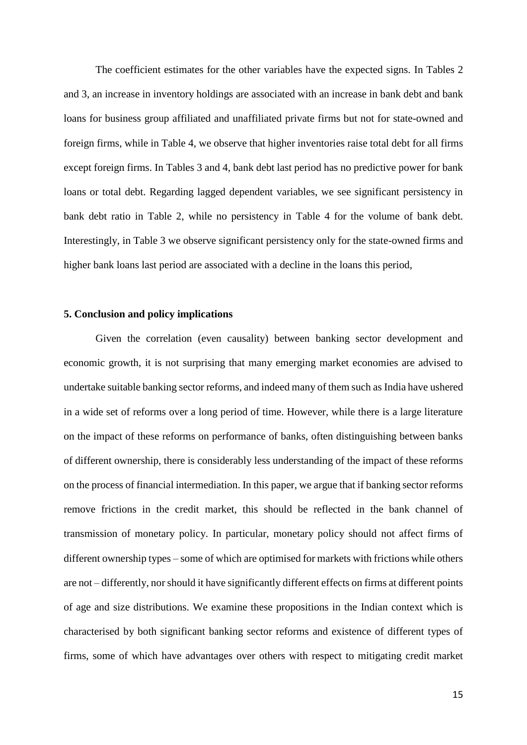The coefficient estimates for the other variables have the expected signs. In Tables 2 and 3, an increase in inventory holdings are associated with an increase in bank debt and bank loans for business group affiliated and unaffiliated private firms but not for state-owned and foreign firms, while in Table 4, we observe that higher inventories raise total debt for all firms except foreign firms. In Tables 3 and 4, bank debt last period has no predictive power for bank loans or total debt. Regarding lagged dependent variables, we see significant persistency in bank debt ratio in Table 2, while no persistency in Table 4 for the volume of bank debt. Interestingly, in Table 3 we observe significant persistency only for the state-owned firms and higher bank loans last period are associated with a decline in the loans this period,

### 5. Conclusion and policy implications

Given the correlation (even causality) between banking sector development and economic growth, it is not surprising that many emerging market economies are advised to undertake suitable banking sector reforms, and indeed many of them such as India have ushered in a wide set of reforms over a long period of time. However, while there is a large literature on the impact of these reforms on performance of banks, often distinguishing between banks of different ownership, there is considerably less understanding of the impact of these reforms on the process of financial intermediation. In this paper, we argue that if banking sector reforms remove frictions in the credit market, this should be reflected in the bank channel of transmission of monetary policy. In particular, monetary policy should not affect firms of different ownership types – some of which are optimised for markets with frictions while others are not – differently, nor should it have significantly different effects on firms at different points of age and size distributions. We examine these propositions in the Indian context which is characterised by both significant banking sector reforms and existence of different types of firms, some of which have advantages over others with respect to mitigating credit market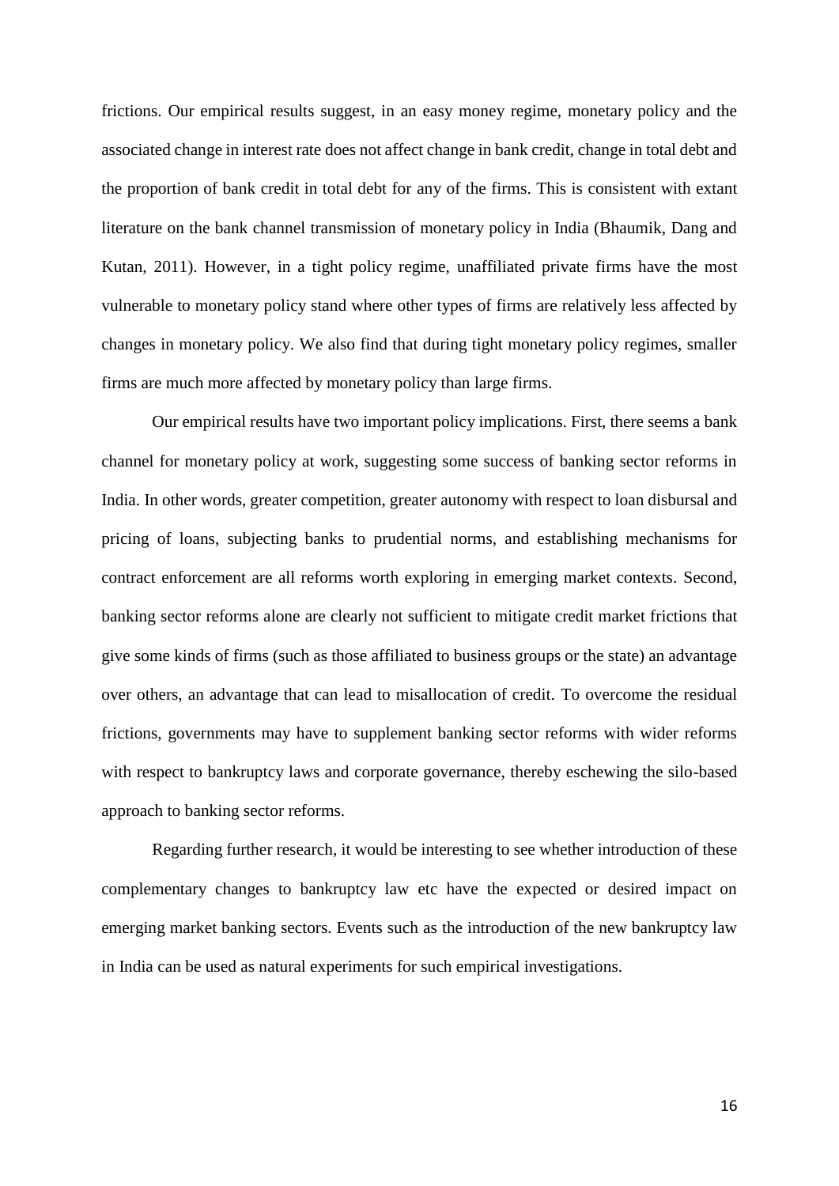frictions. Our empirical results suggest, in an easy money regime, monetary policy and the associated change in interest rate does not affect change in bank credit, change in total debt and the proportion of bank credit in total debt for any of the firms. This is consistent with extant literature on the bank channel transmission of monetary policy in India (Bhaumik, Dang and Kutan, 2011). However, in a tight policy regime, unaffiliated private firms have the most vulnerable to monetary policy stand where other types of firms are relatively less affected by changes in monetary policy. We also find that during tight monetary policy regimes, smaller firms are much more affected by monetary policy than large firms.

Our empirical results have two important policy implications. First, there seems a bank channel for monetary policy at work, suggesting some success of banking sector reforms in India. In other words, greater competition, greater autonomy with respect to loan disbursal and pricing of loans, subjecting banks to prudential norms, and establishing mechanisms for contract enforcement are all reforms worth exploring in emerging market contexts. Second, banking sector reforms alone are clearly not sufficient to mitigate credit market frictions that give some kinds of firms (such as those affiliated to business groups or the state) an advantage over others, an advantage that can lead to misallocation of credit. To overcome the residual frictions, governments may have to supplement banking sector reforms with wider reforms with respect to bankruptcy laws and corporate governance, thereby eschewing the silo-based approach to banking sector reforms.

Regarding further research, it would be interesting to see whether introduction of these complementary changes to bankruptcy law etc have the expected or desired impact on emerging market banking sectors. Events such as the introduction of the new bankruptcy law in India can be used as natural experiments for such empirical investigations.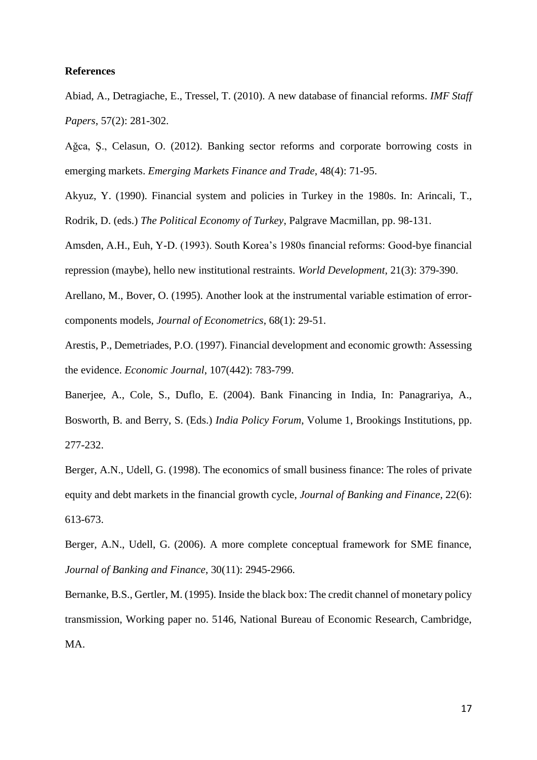**References**

Abiad, A., Detragiache, E., Tressel, T. (2010). A new database of financial reforms. *IMF Staff Papers*, 57(2): 281-302.

Ağca, Ş., Celasun, O. (2012). Banking sector reforms and corporate borrowing costs in emerging markets. *Emerging Markets Finance and Trade*, 48(4): 71-95.

Akyuz, Y. (1990). Financial system and policies in Turkey in the 1980s. In: Arincali, T., Rodrik, D. (eds.) *The Political Economy of Turkey*, Palgrave Macmillan, pp. 98-131.

Amsden, A.H., Euh, Y-D. (1993). South Korea's 1980s financial reforms: Good-bye financial repression (maybe), hello new institutional restraints. *World Development*, 21(3): 379-390.

Arellano, M., Bover, O. (1995). Another look at the instrumental variable estimation of error-components models, *Journal of Econometrics*, 68(1): 29-51.

Arestis, P., Demetriades, P.O. (1997). Financial development and economic growth: Assessing the evidence. *Economic Journal*, 107(442): 783-799.

Banerjee, A., Cole, S., Duflo, E. (2004). Bank Financing in India, In: Panagrariya, A., Bosworth, B. and Berry, S. (Eds.) *India Policy Forum*, Volume 1, Brookings Institutions, pp. 277-232.

Berger, A.N., Udell, G. (1998). The economics of small business finance: The roles of private equity and debt markets in the financial growth cycle, *Journal of Banking and Finance*, 22(6): 613-673.

Berger, A.N., Udell, G. (2006). A more complete conceptual framework for SME finance, *Journal of Banking and Finance*, 30(11): 2945-2966.

Bernanke, B.S., Gertler, M. (1995). Inside the black box: The credit channel of monetary policy transmission, Working paper no. 5146, National Bureau of Economic Research, Cambridge, MA.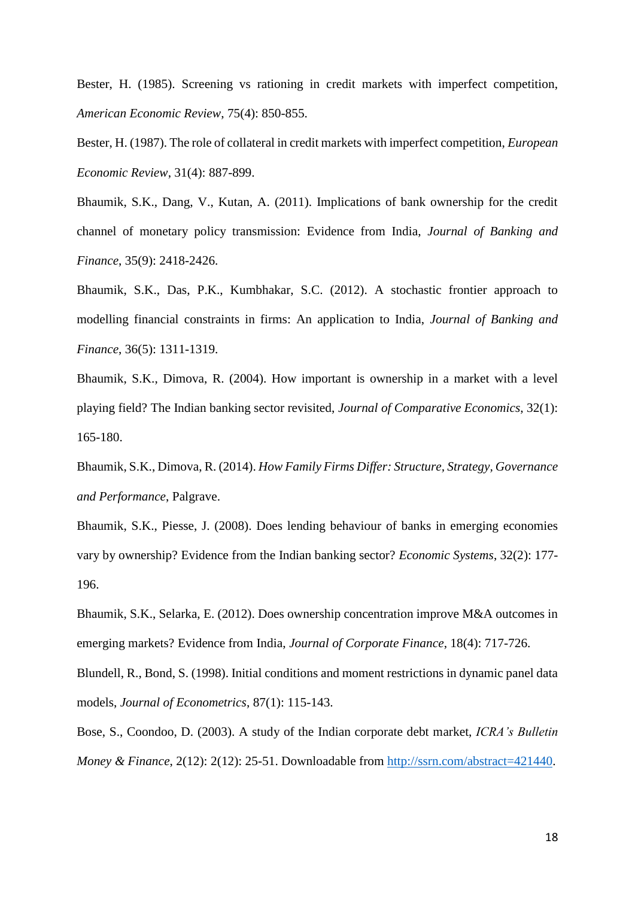Bester, H. (1985). Screening vs rationing in credit markets with imperfect competition, *American Economic Review*, 75(4): 850-855.

Bester, H. (1987). The role of collateral in credit markets with imperfect competition, *European Economic Review*, 31(4): 887-899.

Bhaumik, S.K., Dang, V., Kutan, A. (2011). Implications of bank ownership for the credit channel of monetary policy transmission: Evidence from India, *Journal of Banking and Finance*, 35(9): 2418-2426.

Bhaumik, S.K., Das, P.K., Kumbhakar, S.C. (2012). A stochastic frontier approach to modelling financial constraints in firms: An application to India, *Journal of Banking and Finance*, 36(5): 1311-1319.

Bhaumik, S.K., Dimova, R. (2004). How important is ownership in a market with a level playing field? The Indian banking sector revisited, *Journal of Comparative Economics*, 32(1): 165-180.

Bhaumik, S.K., Dimova, R. (2014). *How Family Firms Differ: Structure, Strategy, Governance and Performance*, Palgrave.

Bhaumik, S.K., Piesse, J. (2008). Does lending behaviour of banks in emerging economies vary by ownership? Evidence from the Indian banking sector? *Economic Systems*, 32(2): 177-196.

Bhaumik, S.K., Selarka, E. (2012). Does ownership concentration improve M&A outcomes in emerging markets? Evidence from India, *Journal of Corporate Finance*, 18(4): 717-726.

Blundell, R., Bond, S. (1998). Initial conditions and moment restrictions in dynamic panel data models, *Journal of Econometrics*, 87(1): 115-143.

Bose, S., Coondoo, D. (2003). A study of the Indian corporate debt market, *ICRA's Bulletin Money & Finance*, 2(12): 2(12): 25-51. Downloadable from http://ssrn.com/abstract=421440.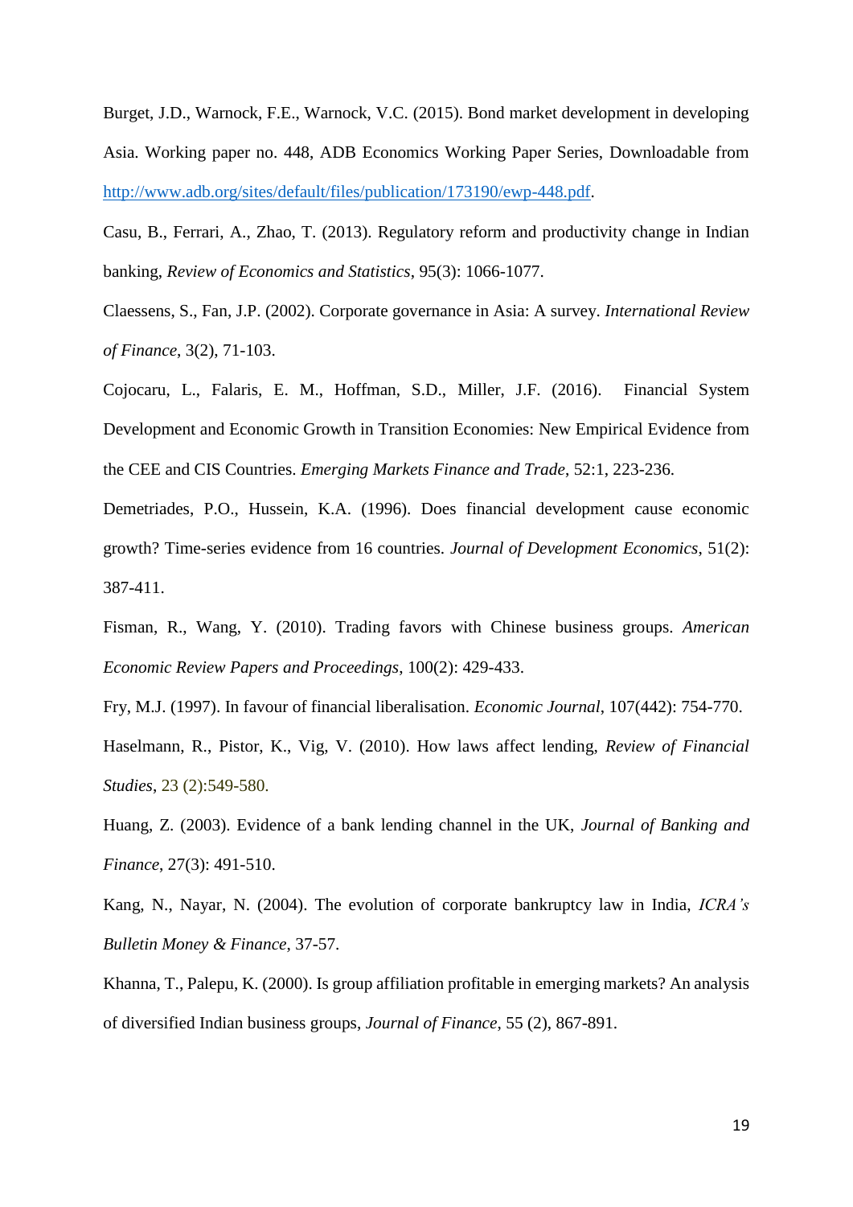Burget, J.D., Warnock, F.E., Warnock, V.C. (2015). Bond market development in developing Asia. Working paper no. 448, ADB Economics Working Paper Series, Downloadable from [http://www.adb.org/sites/default/files/publication/173190/ewp-448.pdf](http://www.adb.org/sites/default/files/publication/173190/ewp-448.pdf).

Casu, B., Ferrari, A., Zhao, T. (2013). Regulatory reform and productivity change in Indian banking, *Review of Economics and Statistics*, 95(3): 1066-1077.

Claessens, S., Fan, J.P. (2002). Corporate governance in Asia: A survey. *International Review of Finance*, 3(2), 71-103.

Cojocaru, L., Falaris, E. M., Hoffman, S.D., Miller, J.F. (2016). Financial System Development and Economic Growth in Transition Economies: New Empirical Evidence from the CEE and CIS Countries. *Emerging Markets Finance and Trade*, 52:1, 223-236.

Demetriades, P.O., Hussein, K.A. (1996). Does financial development cause economic growth? Time-series evidence from 16 countries. *Journal of Development Economics*, 51(2): 387-411.

Fisman, R., Wang, Y. (2010). Trading favors with Chinese business groups. *American Economic Review Papers and Proceedings*, 100(2): 429-433.

Fry, M.J. (1997). In favour of financial liberalisation. *Economic Journal*, 107(442): 754-770.

Haselmann, R., Pistor, K., Vig, V. (2010). How laws affect lending, *Review of Financial Studies*, 23 (2):549-580.

Huang, Z. (2003). Evidence of a bank lending channel in the UK, *Journal of Banking and Finance*, 27(3): 491-510.

Kang, N., Nayar, N. (2004). The evolution of corporate bankruptcy law in India, *ICRA's Bulletin Money & Finance*, 37-57.

Khanna, T., Palepu, K. (2000). Is group affiliation profitable in emerging markets? An analysis of diversified Indian business groups, *Journal of Finance*, 55 (2), 867-891.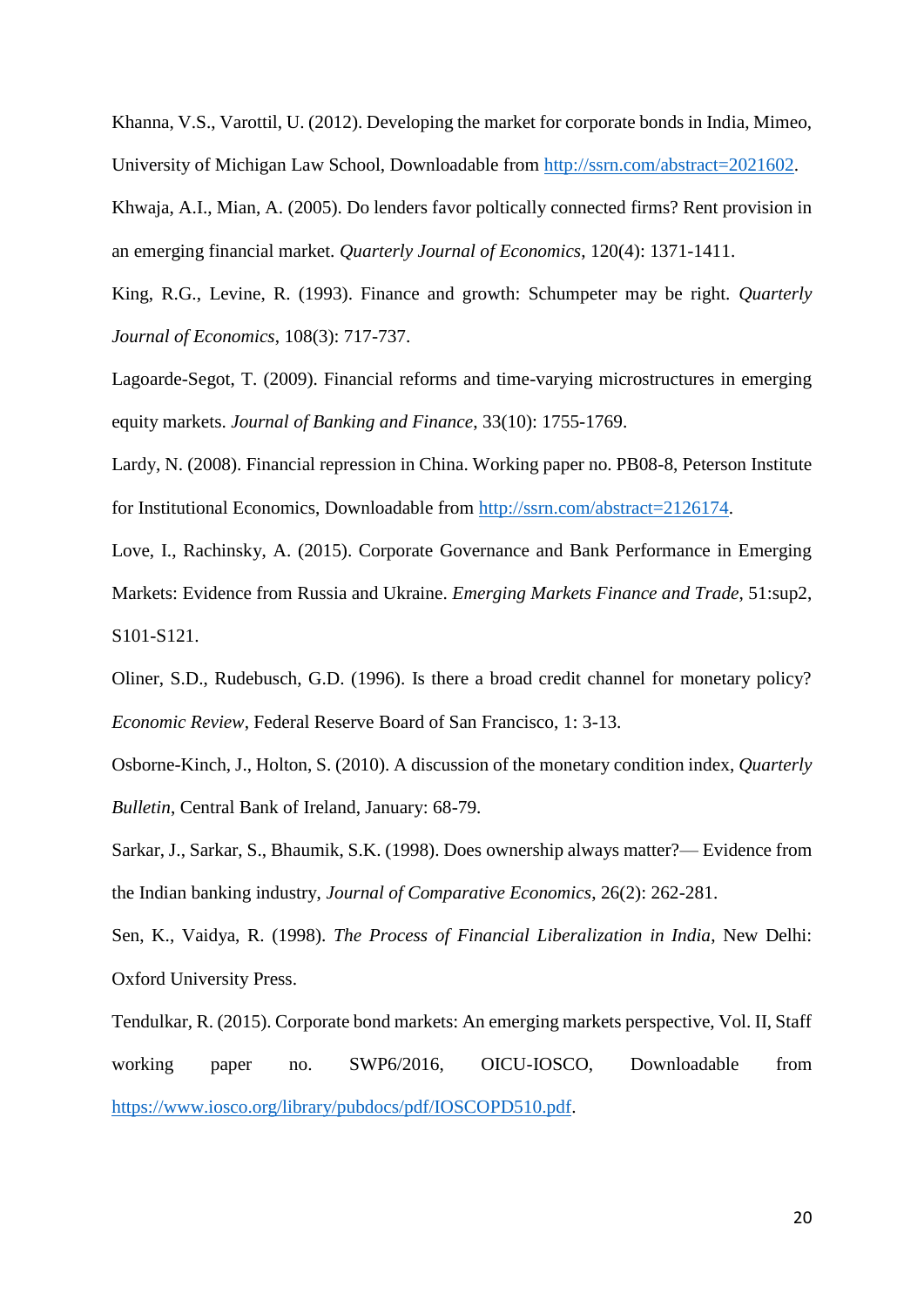Khanna, V.S., Varottil, U. (2012). Developing the market for corporate bonds in India, Mimeo, University of Michigan Law School, Downloadable from http://ssrn.com/abstract=2021602.

Khwaja, A.I., Mian, A. (2005). Do lenders favor poltically connected firms? Rent provision in an emerging financial market. *Quarterly Journal of Economics*, 120(4): 1371-1411.

King, R.G., Levine, R. (1993). Finance and growth: Schumpeter may be right. *Quarterly Journal of Economics*, 108(3): 717-737.

Lagoarde-Segot, T. (2009). Financial reforms and time-varying microstructures in emerging equity markets. *Journal of Banking and Finance*, 33(10): 1755-1769.

Lardy, N. (2008). Financial repression in China. Working paper no. PB08-8, Peterson Institute for Institutional Economics, Downloadable from http://ssrn.com/abstract=2126174.

Love, I., Rachinsky, A. (2015). Corporate Governance and Bank Performance in Emerging Markets: Evidence from Russia and Ukraine. *Emerging Markets Finance and Trade*, 51:sup2, S101-S121.

Oliner, S.D., Rudebusch, G.D. (1996). Is there a broad credit channel for monetary policy? *Economic Review*, Federal Reserve Board of San Francisco, 1: 3-13.

Osborne-Kinch, J., Holton, S. (2010). A discussion of the monetary condition index, *Quarterly Bulletin*, Central Bank of Ireland, January: 68-79.

Sarkar, J., Sarkar, S., Bhaumik, S.K. (1998). Does ownership always matter?— Evidence from the Indian banking industry, *Journal of Comparative Economics*, 26(2): 262-281.

Sen, K., Vaidya, R. (1998). *The Process of Financial Liberalization in India*, New Delhi: Oxford University Press.

Tendulkar, R. (2015). Corporate bond markets: An emerging markets perspective, Vol. II, Staff working paper no. SWP6/2016, OICU-IOSCO, Downloadable from https://www.iosco.org/library/pubdocs/pdf/IOSCOPD510.pdf.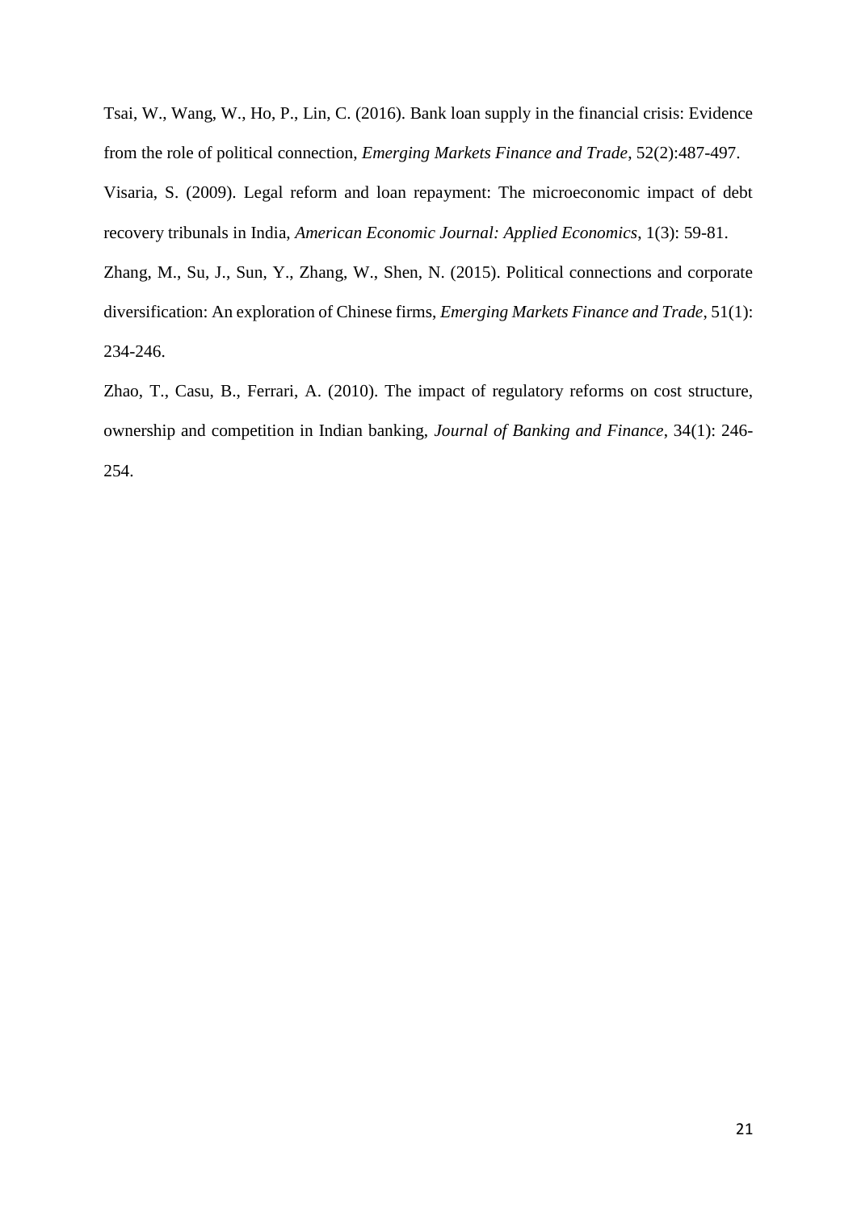Tsai, W., Wang, W., Ho, P., Lin, C. (2016). Bank loan supply in the financial crisis: Evidence from the role of political connection, *Emerging Markets Finance and Trade*, 52(2):487-497.

Visaria, S. (2009). Legal reform and loan repayment: The microeconomic impact of debt recovery tribunals in India, *American Economic Journal: Applied Economics*, 1(3): 59-81.

Zhang, M., Su, J., Sun, Y., Zhang, W., Shen, N. (2015). Political connections and corporate diversification: An exploration of Chinese firms, *Emerging Markets Finance and Trade*, 51(1): 234-246.

Zhao, T., Casu, B., Ferrari, A. (2010). The impact of regulatory reforms on cost structure, ownership and competition in Indian banking, *Journal of Banking and Finance*, 34(1): 246-254.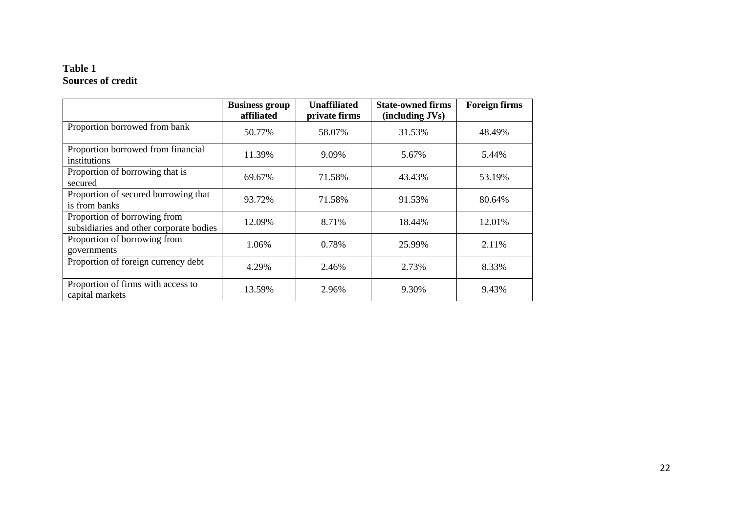**Table 1**
**Sources of credit**

| | Business group affiliated | Unaffiliated private firms | State-owned firms (including JVs) | Foreign firms |
|---|---|---|---|---|
| Proportion borrowed from bank | 50.77% | 58.07% | 31.53% | 48.49% |
| Proportion borrowed from financial institutions | 11.39% | 9.09% | 5.67% | 5.44% |
| Proportion of borrowing that is secured | 69.67% | 71.58% | 43.43% | 53.19% |
| Proportion of secured borrowing that is from banks | 93.72% | 71.58% | 91.53% | 80.64% |
| Proportion of borrowing from subsidiaries and other corporate bodies | 12.09% | 8.71% | 18.44% | 12.01% |
| Proportion of borrowing from governments | 1.06% | 0.78% | 25.99% | 2.11% |
| Proportion of foreign currency debt | 4.29% | 2.46% | 2.73% | 8.33% |
| Proportion of firms with access to capital markets | 13.59% | 2.96% | 9.30% | 9.43% |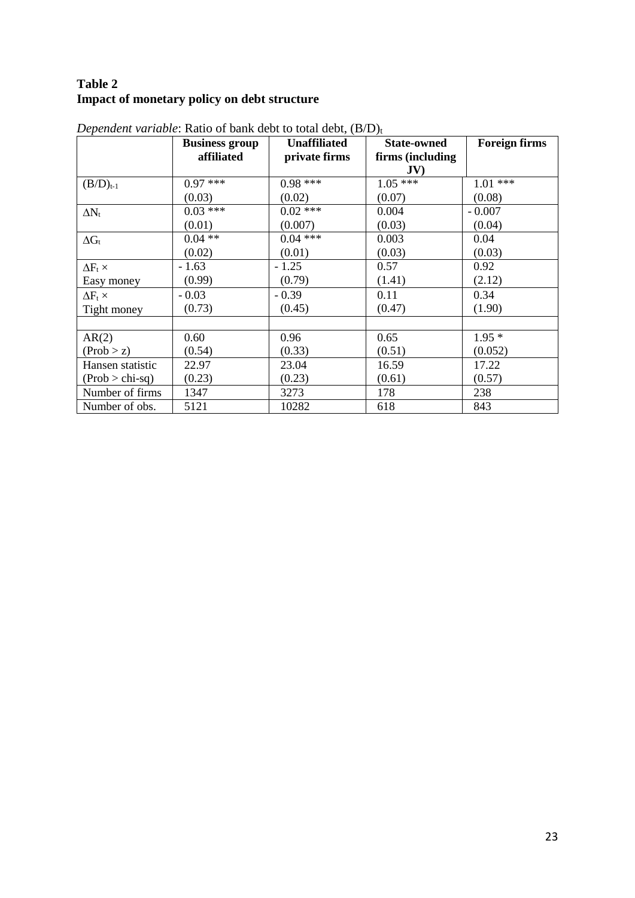**Table 2**
**Impact of monetary policy on debt structure**

*Dependent variable*: Ratio of bank debt to total debt, $(B/D)_t$

| | **Business group affiliated** | **Unaffiliated private firms** | **State-owned firms (including JV)** | **Foreign firms** |
|---|---|---|---|---|
| $(B/D)_{t-1}$ | 0.97 *** | 0.98 *** | 1.05 *** | 1.01 *** |
| | (0.03) | (0.02) | (0.07) | (0.08) |
| $\Delta N_t$ | 0.03 *** | 0.02 *** | 0.004 | - 0.007 |
| | (0.01) | (0.007) | (0.03) | (0.04) |
| $\Delta G_t$ | 0.04 ** | 0.04 *** | 0.003 | 0.04 |
| | (0.02) | (0.01) | (0.03) | (0.03) |
| $\Delta F_t \times$ Easy money | - 1.63 (0.99) | - 1.25 (0.79) | 0.57 (1.41) | 0.92 (2.12) |
| $\Delta F_t \times$ Tight money | - 0.03 (0.73) | - 0.39 (0.45) | 0.11 (0.47) | 0.34 (1.90) |
| | | | | |
| AR(2) | 0.60 | 0.96 | 0.65 | 1.95 * |
| (Prob > z) | (0.54) | (0.33) | (0.51) | (0.052) |
| Hansen statistic | 22.97 | 23.04 | 16.59 | 17.22 |
| (Prob > chi-sq) | (0.23) | (0.23) | (0.61) | (0.57) |
| Number of firms | 1347 | 3273 | 178 | 238 |
| Number of obs. | 5121 | 10282 | 618 | 843 |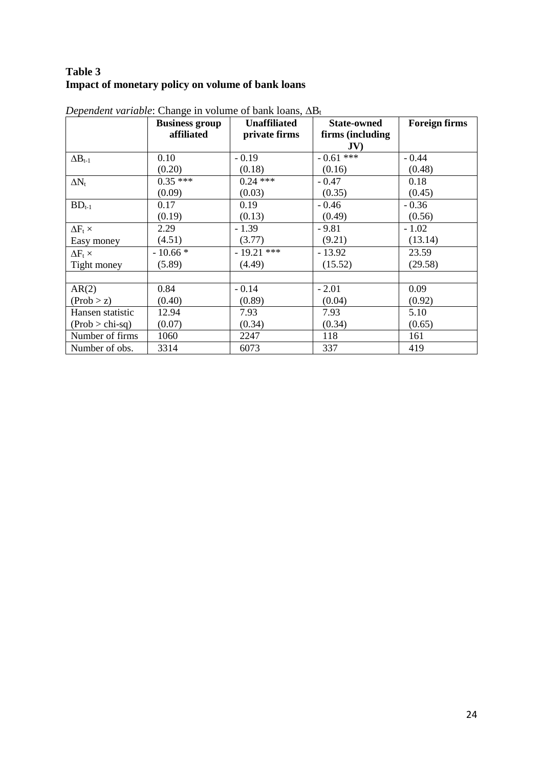**Table 3**
**Impact of monetary policy on volume of bank loans**

*Dependent variable*: Change in volume of bank loans, $\Delta B_t$

| | **Business group affiliated** | **Unaffiliated private firms** | **State-owned firms (including JV)** | **Foreign firms** |
|---|---|---|---|---|
| $\Delta B_{t-1}$ | 0.10<br>(0.20) | - 0.19<br>(0.18) | - 0.61 ***<br>(0.16) | - 0.44<br>(0.48) |
| $\Delta N_t$ | 0.35 ***<br>(0.09) | 0.24 ***<br>(0.03) | - 0.47<br>(0.35) | 0.18<br>(0.45) |
| $BD_{t-1}$ | 0.17<br>(0.19) | 0.19<br>(0.13) | - 0.46<br>(0.49) | - 0.36<br>(0.56) |
| $\Delta F_t \times$ Easy money | 2.29<br>(4.51) | - 1.39<br>(3.77) | - 9.81<br>(9.21) | - 1.02<br>(13.14) |
| $\Delta F_t \times$ Tight money | - 10.66 *<br>(5.89) | - 19.21 ***<br>(4.49) | - 13.92<br>(15.52) | 23.59<br>(29.58) |
| | | | | |
| AR(2)<br>(Prob > z) | 0.84<br>(0.40) | - 0.14<br>(0.89) | - 2.01<br>(0.04) | 0.09<br>(0.92) |
| Hansen statistic<br>(Prob > chi-sq) | 12.94<br>(0.07) | 7.93<br>(0.34) | 7.93<br>(0.34) | 5.10<br>(0.65) |
| Number of firms | 1060 | 2247 | 118 | 161 |
| Number of obs. | 3314 | 6073 | 337 | 419 |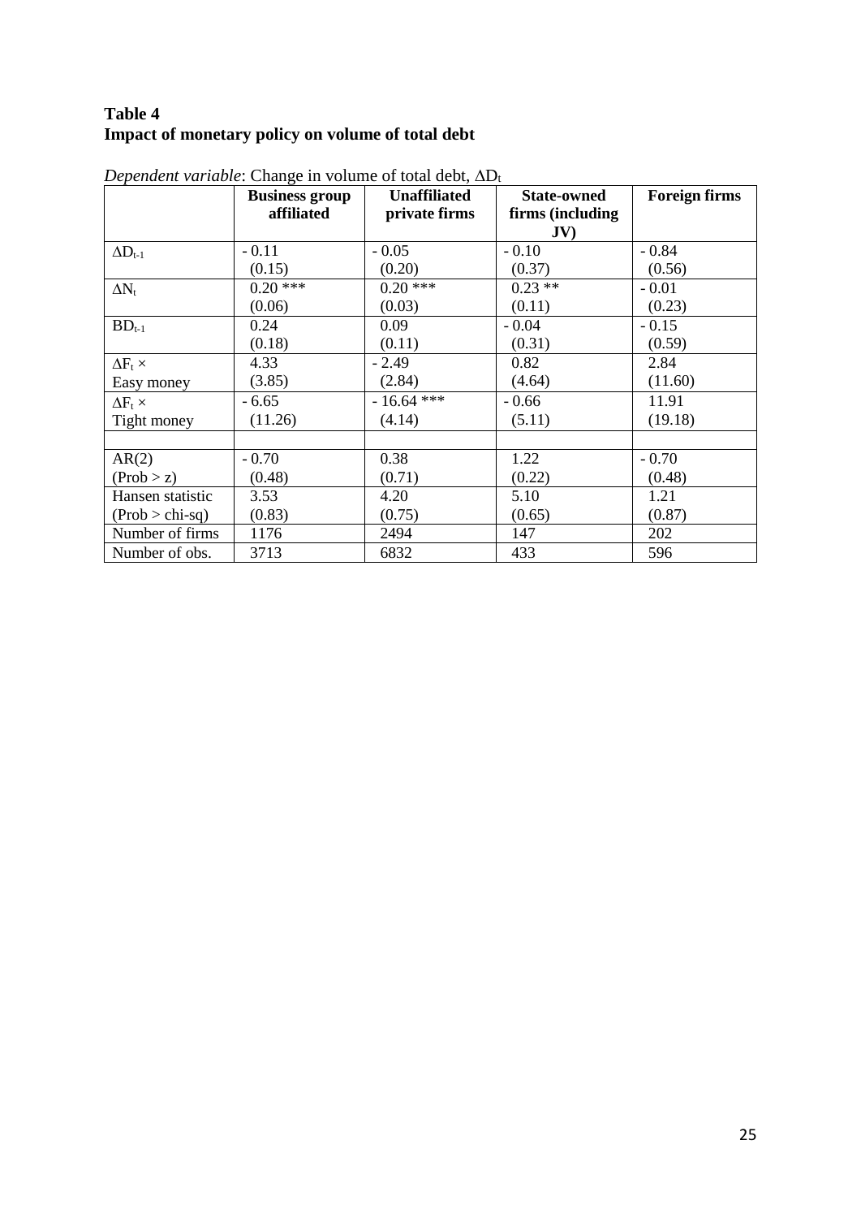**Table 4**
**Impact of monetary policy on volume of total debt**

*Dependent variable*: Change in volume of total debt, $\Delta D_t$

| | **Business group affiliated** | **Unaffiliated private firms** | **State-owned firms (including JV)** | **Foreign firms** |
|---|---|---|---|---|
| $\Delta D_{t-1}$ | - 0.11<br>(0.15) | - 0.05<br>(0.20) | - 0.10<br>(0.37) | - 0.84<br>(0.56) |
| $\Delta N_t$ | 0.20 ***<br>(0.06) | 0.20 ***<br>(0.03) | 0.23 **<br>(0.11) | - 0.01<br>(0.23) |
| $BD_{t-1}$ | 0.24<br>(0.18) | 0.09<br>(0.11) | - 0.04<br>(0.31) | - 0.15<br>(0.59) |
| $\Delta F_t \times$ Easy money | 4.33<br>(3.85) | - 2.49<br>(2.84) | 0.82<br>(4.64) | 2.84<br>(11.60) |
| $\Delta F_t \times$ Tight money | - 6.65<br>(11.26) | - 16.64 ***<br>(4.14) | - 0.66<br>(5.11) | 11.91<br>(19.18) |
| | | | | |
| AR(2)<br>(Prob > z) | - 0.70<br>(0.48) | 0.38<br>(0.71) | 1.22<br>(0.22) | - 0.70<br>(0.48) |
| Hansen statistic<br>(Prob > chi-sq) | 3.53<br>(0.83) | 4.20<br>(0.75) | 5.10<br>(0.65) | 1.21<br>(0.87) |
| Number of firms | 1176 | 2494 | 147 | 202 |
| Number of obs. | 3713 | 6832 | 433 | 596 |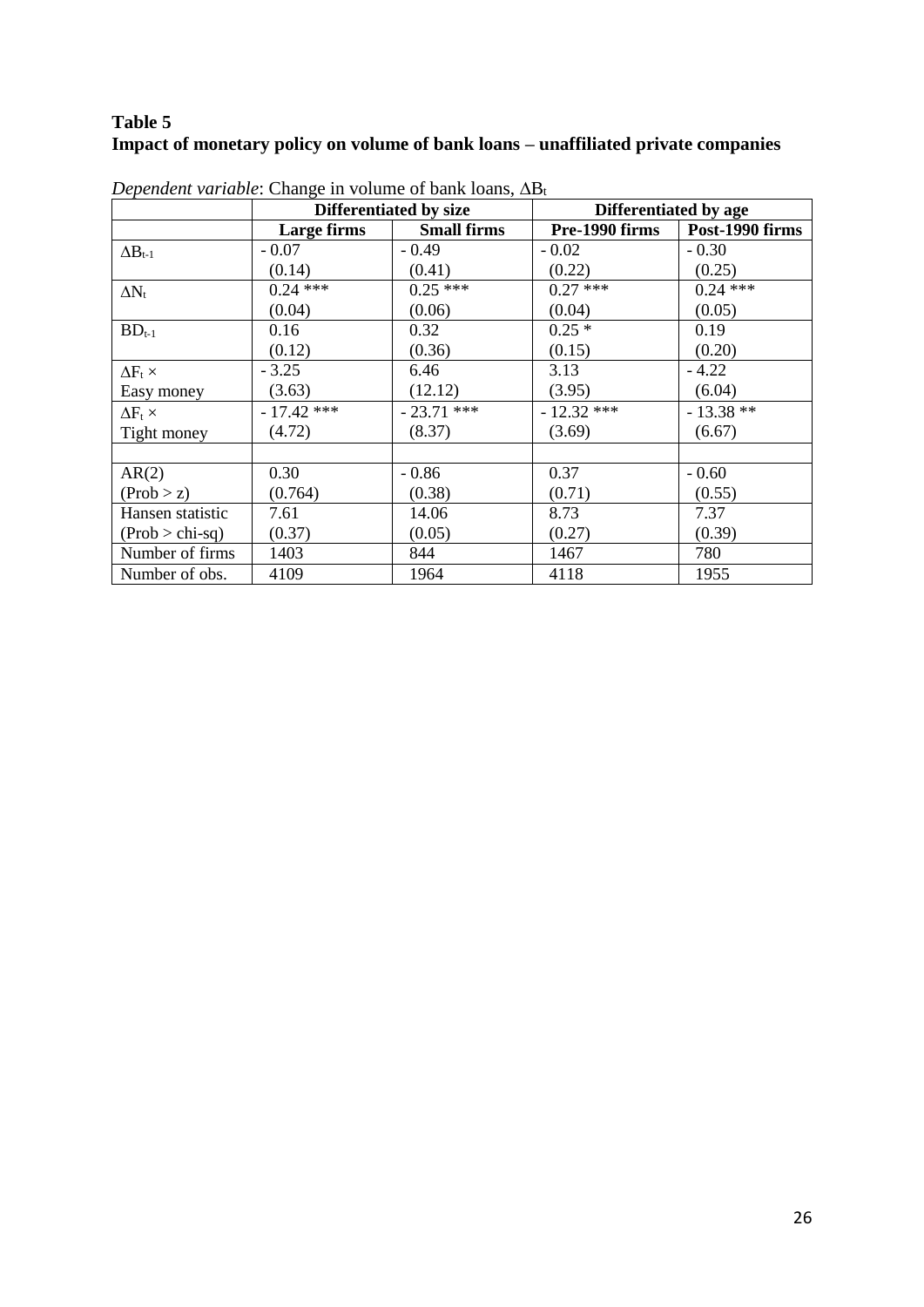**Table 5**
**Impact of monetary policy on volume of bank loans – unaffiliated private companies**

*Dependent variable*: Change in volume of bank loans, $\Delta B_t$

| | Differentiated by size | | Differentiated by age | |
|---|---|---|---|---|
| | **Large firms** | **Small firms** | **Pre-1990 firms** | **Post-1990 firms** |
| $\Delta B_{t-1}$ | - 0.07 | - 0.49 | - 0.02 | - 0.30 |
| | (0.14) | (0.41) | (0.22) | (0.25) |
| $\Delta N_t$ | 0.24 *** | 0.25 *** | 0.27 *** | 0.24 *** |
| | (0.04) | (0.06) | (0.04) | (0.05) |
| $BD_{t-1}$ | 0.16 | 0.32 | 0.25 * | 0.19 |
| | (0.12) | (0.36) | (0.15) | (0.20) |
| $\Delta F_t \times$ Easy money | - 3.25 | 6.46 | 3.13 | - 4.22 |
| | (3.63) | (12.12) | (3.95) | (6.04) |
| $\Delta F_t \times$ Tight money | - 17.42 *** | - 23.71 *** | - 12.32 *** | - 13.38 ** |
| | (4.72) | (8.37) | (3.69) | (6.67) |
| | | | | |
| AR(2) | 0.30 | - 0.86 | 0.37 | - 0.60 |
| (Prob > z) | (0.764) | (0.38) | (0.71) | (0.55) |
| Hansen statistic | 7.61 | 14.06 | 8.73 | 7.37 |
| (Prob > chi-sq) | (0.37) | (0.05) | (0.27) | (0.39) |
| Number of firms | 1403 | 844 | 1467 | 780 |
| Number of obs. | 4109 | 1964 | 4118 | 1955 |